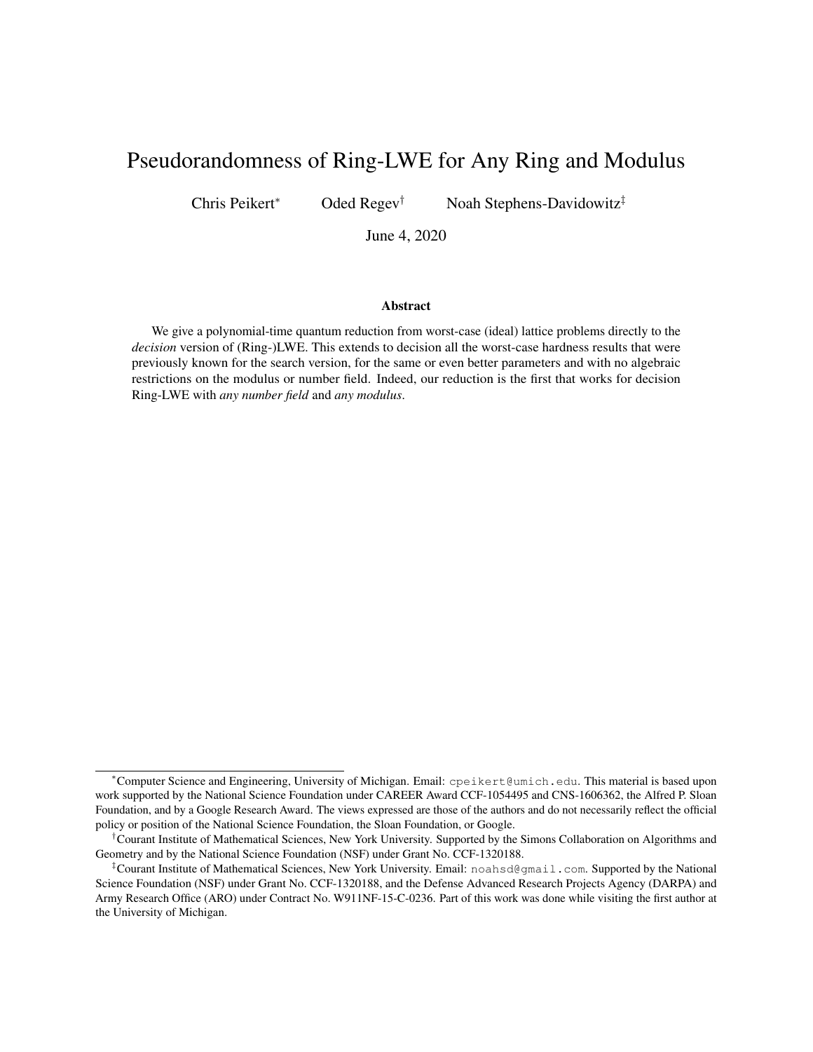# Pseudorandomness of Ring-LWE for Any Ring and Modulus

Chris Peikert[*] Oded Regev[†] Noah Stephens-Davidowitz[‡]

June 4, 2020

### Abstract

We give a polynomial-time quantum reduction from worst-case (ideal) lattice problems directly to the *decision* version of (Ring-)LWE. This extends to decision all the worst-case hardness results that were previously known for the search version, for the same or even better parameters and with no algebraic restrictions on the modulus or number field. Indeed, our reduction is the first that works for decision Ring-LWE with *any number field* and *any modulus*.

---

[*] Computer Science and Engineering, University of Michigan. Email: cpeikert@umich.edu. This material is based upon work supported by the National Science Foundation under CAREER Award CCF-1054495 and CNS-1606362, the Alfred P. Sloan Foundation, and by a Google Research Award. The views expressed are those of the authors and do not necessarily reflect the official policy or position of the National Science Foundation, the Sloan Foundation, or Google.

[†] Courant Institute of Mathematical Sciences, New York University. Supported by the Simons Collaboration on Algorithms and Geometry and by the National Science Foundation (NSF) under Grant No. CCF-1320188.

[‡] Courant Institute of Mathematical Sciences, New York University. Email: noahsd@gmail.com. Supported by the National Science Foundation (NSF) under Grant No. CCF-1320188, and the Defense Advanced Research Projects Agency (DARPA) and Army Research Office (ARO) under Contract No. W911NF-15-C-0236. Part of this work was done while visiting the first author at the University of Michigan.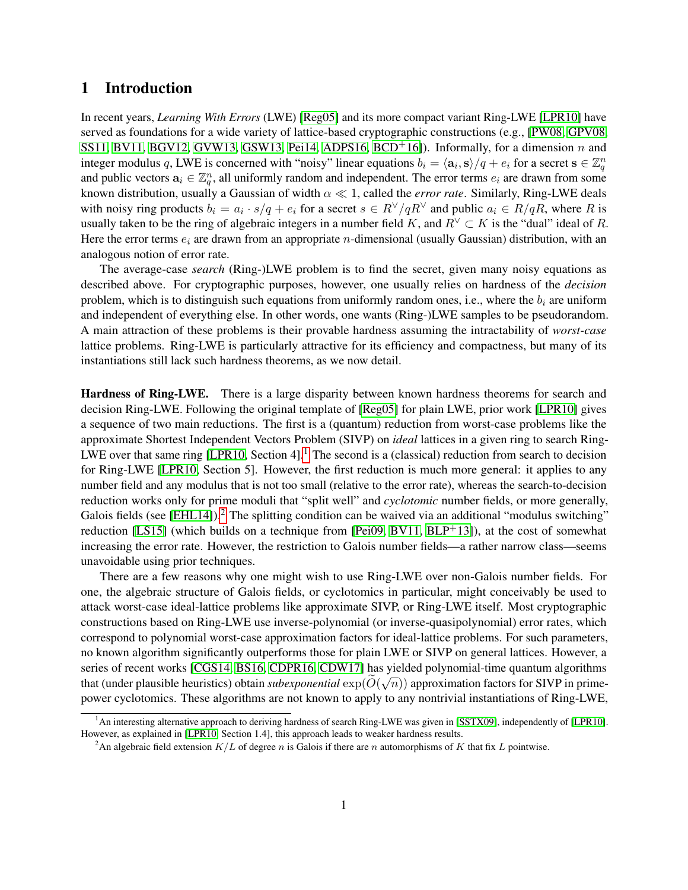# 1 Introduction

In recent years, *Learning With Errors* (LWE) [Reg05] and its more compact variant Ring-LWE [LPR10] have served as foundations for a wide variety of lattice-based cryptographic constructions (e.g., [PW08, GPV08, SS11, BV11, BGV12, GVW13, GSW13, Pei14, ADPS16, BCD+16]). Informally, for a dimension $n$ and integer modulus $q$, LWE is concerned with "noisy" linear equations $b_i = \langle \mathbf{a}_i, \mathbf{s} \rangle / q + e_i$ for a secret $\mathbf{s} \in \mathbb{Z}_q^n$ and public vectors $\mathbf{a}_i \in \mathbb{Z}_q^n$, all uniformly random and independent. The error terms $e_i$ are drawn from some known distribution, usually a Gaussian of width $\alpha \ll 1$, called the *error rate*. Similarly, Ring-LWE deals with noisy ring products $b_i = a_i \cdot s / q + e_i$ for a secret $s \in R^\vee / qR^\vee$ and public $a_i \in R/qR$, where $R$ is usually taken to be the ring of algebraic integers in a number field $K$, and $R^\vee \subset K$ is the "dual" ideal of $R$. Here the error terms $e_i$ are drawn from an appropriate $n$-dimensional (usually Gaussian) distribution, with an analogous notion of error rate.

The average-case *search* (Ring-)LWE problem is to find the secret, given many noisy equations as described above. For cryptographic purposes, however, one usually relies on hardness of the *decision* problem, which is to distinguish such equations from uniformly random ones, i.e., where the $b_i$ are uniform and independent of everything else. In other words, one wants (Ring-)LWE samples to be pseudorandom. A main attraction of these problems is their provable hardness assuming the intractability of *worst-case* lattice problems. Ring-LWE is particularly attractive for its efficiency and compactness, but many of its instantiations still lack such hardness theorems, as we now detail.

**Hardness of Ring-LWE.** There is a large disparity between known hardness theorems for search and decision Ring-LWE. Following the original template of [Reg05] for plain LWE, prior work [LPR10] gives a sequence of two main reductions. The first is a (quantum) reduction from worst-case problems like the approximate Shortest Independent Vectors Problem (SIVP) on *ideal* lattices in a given ring to search Ring-LWE over that same ring [LPR10, Section 4].[1] The second is a (classical) reduction from search to decision for Ring-LWE [LPR10, Section 5]. However, the first reduction is much more general: it applies to any number field and any modulus that is not too small (relative to the error rate), whereas the search-to-decision reduction works only for prime moduli that "split well" and *cyclotomic* number fields, or more generally, Galois fields (see [EHL14]).[2] The splitting condition can be waived via an additional "modulus switching" reduction [LS15] (which builds on a technique from [Pei09, BV11, BLP+13]), at the cost of somewhat increasing the error rate. However, the restriction to Galois number fields—a rather narrow class—seems unavoidable using prior techniques.

There are a few reasons why one might wish to use Ring-LWE over non-Galois number fields. For one, the algebraic structure of Galois fields, or cyclotomics in particular, might conceivably be used to attack worst-case ideal-lattice problems like approximate SIVP, or Ring-LWE itself. Most cryptographic constructions based on Ring-LWE use inverse-polynomial (or inverse-quasipolynomial) error rates, which correspond to polynomial worst-case approximation factors for ideal-lattice problems. For such parameters, no known algorithm significantly outperforms those for plain LWE or SIVP on general lattices. However, a series of recent works [CGS14, BS16, CDPR16, CDW17] has yielded polynomial-time quantum algorithms that (under plausible heuristics) obtain *subexponential* $\exp(\widetilde{O}(\sqrt{n}))$ approximation factors for SIVP in prime-power cyclotomics. These algorithms are not known to apply to any nontrivial instantiations of Ring-LWE,

[1] An interesting alternative approach to deriving hardness of search Ring-LWE was given in [SSTX09], independently of [LPR10]. However, as explained in [LPR10, Section 1.4], this approach leads to weaker hardness results.

[2] An algebraic field extension $K/L$ of degree $n$ is Galois if there are $n$ automorphisms of $K$ that fix $L$ pointwise.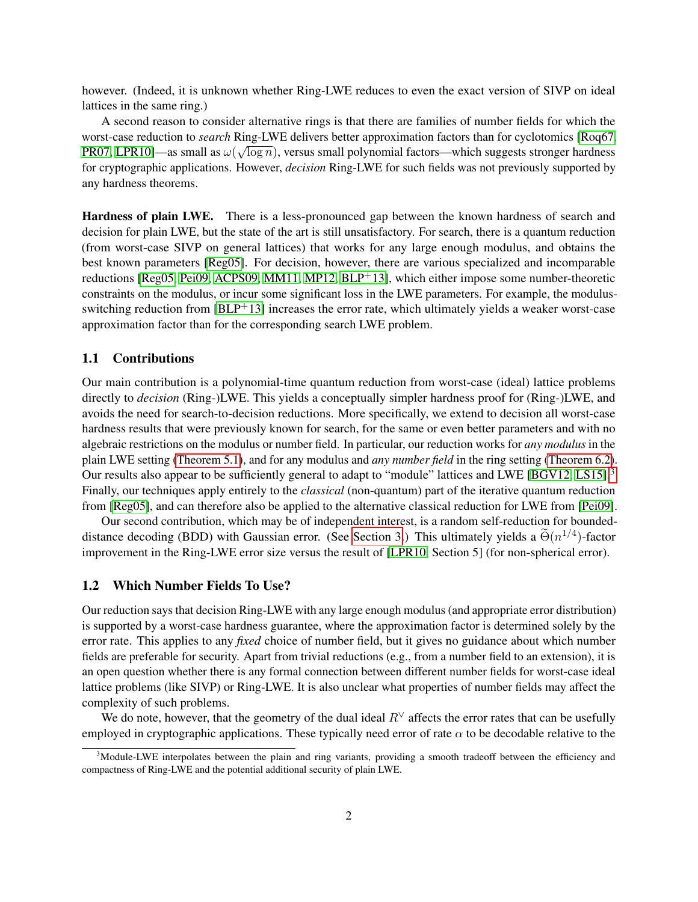however. (Indeed, it is unknown whether Ring-LWE reduces to even the exact version of SIVP on ideal lattices in the same ring.)

A second reason to consider alternative rings is that there are families of number fields for which the worst-case reduction to *search* Ring-LWE delivers better approximation factors than for cyclotomics [Roq67, PR07, LPR10]—as small as $\omega(\sqrt{\log n})$, versus small polynomial factors—which suggests stronger hardness for cryptographic applications. However, *decision* Ring-LWE for such fields was not previously supported by any hardness theorems.

**Hardness of plain LWE.** There is a less-pronounced gap between the known hardness of search and decision for plain LWE, but the state of the art is still unsatisfactory. For search, there is a quantum reduction (from worst-case SIVP on general lattices) that works for any large enough modulus, and obtains the best known parameters [Reg05]. For decision, however, there are various specialized and incomparable reductions [Reg05, Pei09, ACPS09, MM11, MP12, BLP+13], which either impose some number-theoretic constraints on the modulus, or incur some significant loss in the LWE parameters. For example, the modulus-switching reduction from [BLP+13] increases the error rate, which ultimately yields a weaker worst-case approximation factor than for the corresponding search LWE problem.

## 1.1 Contributions

Our main contribution is a polynomial-time quantum reduction from worst-case (ideal) lattice problems directly to *decision* (Ring-)LWE. This yields a conceptually simpler hardness proof for (Ring-)LWE, and avoids the need for search-to-decision reductions. More specifically, we extend to decision all worst-case hardness results that were previously known for search, for the same or even better parameters and with no algebraic restrictions on the modulus or number field. In particular, our reduction works for *any modulus* in the plain LWE setting (Theorem 5.1), and for any modulus and *any number field* in the ring setting (Theorem 6.2). Our results also appear to be sufficiently general to adapt to "module" lattices and LWE [BGV12, LS15].[3] Finally, our techniques apply entirely to the *classical* (non-quantum) part of the iterative quantum reduction from [Reg05], and can therefore also be applied to the alternative classical reduction for LWE from [Pei09].

Our second contribution, which may be of independent interest, is a random self-reduction for bounded-distance decoding (BDD) with Gaussian error. (See Section 3.) This ultimately yields a $\widetilde{\Theta}(n^{1/4})$-factor improvement in the Ring-LWE error size versus the result of [LPR10, Section 5] (for non-spherical error).

## 1.2 Which Number Fields To Use?

Our reduction says that decision Ring-LWE with any large enough modulus (and appropriate error distribution) is supported by a worst-case hardness guarantee, where the approximation factor is determined solely by the error rate. This applies to any *fixed* choice of number field, but it gives no guidance about which number fields are preferable for security. Apart from trivial reductions (e.g., from a number field to an extension), it is an open question whether there is any formal connection between different number fields for worst-case ideal lattice problems (like SIVP) or Ring-LWE. It is also unclear what properties of number fields may affect the complexity of such problems.

We do note, however, that the geometry of the dual ideal $R^\vee$ affects the error rates that can be usefully employed in cryptographic applications. These typically need error of rate $\alpha$ to be decodable relative to the

[3] Module-LWE interpolates between the plain and ring variants, providing a smooth tradeoff between the efficiency and compactness of Ring-LWE and the potential additional security of plain LWE.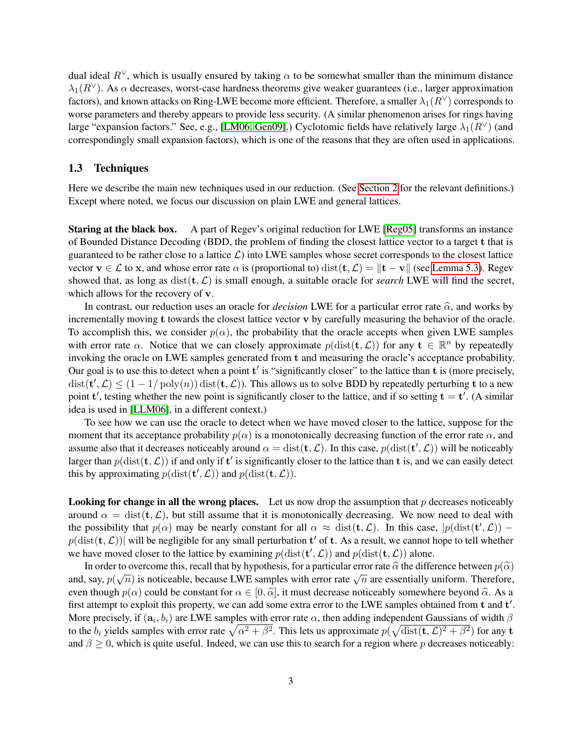dual ideal $R^\vee$, which is usually ensured by taking $\alpha$ to be somewhat smaller than the minimum distance $\lambda_1(R^\vee)$. As $\alpha$ decreases, worst-case hardness theorems give weaker guarantees (i.e., larger approximation factors), and known attacks on Ring-LWE become more efficient. Therefore, a smaller $\lambda_1(R^\vee)$ corresponds to worse parameters and thereby appears to provide less security. (A similar phenomenon arises for rings having large "expansion factors." See, e.g., [LM06, Gen09].) Cyclotomic fields have relatively large $\lambda_1(R^\vee)$ (and correspondingly small expansion factors), which is one of the reasons that they are often used in applications.

### 1.3 Techniques

Here we describe the main new techniques used in our reduction. (See Section 2 for the relevant definitions.) Except where noted, we focus our discussion on plain LWE and general lattices.

**Staring at the black box.** A part of Regev's original reduction for LWE [Reg05] transforms an instance of Bounded Distance Decoding (BDD, the problem of finding the closest lattice vector to a target $\mathbf{t}$ that is guaranteed to be rather close to a lattice $\mathcal{L}$) into LWE samples whose secret corresponds to the closest lattice vector $\mathbf{v} \in \mathcal{L}$ to $\mathbf{x}$, and whose error rate $\alpha$ is (proportional to) $\mathrm{dist}(\mathbf{t}, \mathcal{L}) = \|\mathbf{t} - \mathbf{v}\|$ (see Lemma 5.3). Regev showed that, as long as $\mathrm{dist}(\mathbf{t}, \mathcal{L})$ is small enough, a suitable oracle for *search* LWE will find the secret, which allows for the recovery of $\mathbf{v}$.

In contrast, our reduction uses an oracle for *decision* LWE for a particular error rate $\widehat{\alpha}$, and works by incrementally moving $\mathbf{t}$ towards the closest lattice vector $\mathbf{v}$ by carefully measuring the behavior of the oracle. To accomplish this, we consider $p(\alpha)$, the probability that the oracle accepts when given LWE samples with error rate $\alpha$. Notice that we can closely approximate $p(\mathrm{dist}(\mathbf{t}, \mathcal{L}))$ for any $\mathbf{t} \in \mathbb{R}^n$ by repeatedly invoking the oracle on LWE samples generated from $\mathbf{t}$ and measuring the oracle's acceptance probability. Our goal is to use this to detect when a point $\mathbf{t}'$ is "significantly closer" to the lattice than $\mathbf{t}$ is (more precisely, $\mathrm{dist}(\mathbf{t}', \mathcal{L}) \le (1 - 1/\mathrm{poly}(n))\,\mathrm{dist}(\mathbf{t}, \mathcal{L})$). This allows us to solve BDD by repeatedly perturbing $\mathbf{t}$ to a new point $\mathbf{t}'$, testing whether the new point is significantly closer to the lattice, and if so setting $\mathbf{t} = \mathbf{t}'$. (A similar idea is used in [LLM06], in a different context.)

To see how we can use the oracle to detect when we have moved closer to the lattice, suppose for the moment that its acceptance probability $p(\alpha)$ is a monotonically decreasing function of the error rate $\alpha$, and assume also that it decreases noticeably around $\alpha = \mathrm{dist}(\mathbf{t}, \mathcal{L})$. In this case, $p(\mathrm{dist}(\mathbf{t}', \mathcal{L}))$ will be noticeably larger than $p(\mathrm{dist}(\mathbf{t}, \mathcal{L}))$ if and only if $\mathbf{t}'$ is significantly closer to the lattice than $\mathbf{t}$ is, and we can easily detect this by approximating $p(\mathrm{dist}(\mathbf{t}', \mathcal{L}))$ and $p(\mathrm{dist}(\mathbf{t}, \mathcal{L}))$.

**Looking for change in all the wrong places.** Let us now drop the assumption that $p$ decreases noticeably around $\alpha = \mathrm{dist}(\mathbf{t}, \mathcal{L})$, but still assume that it is monotonically decreasing. We now need to deal with the possibility that $p(\alpha)$ may be nearly constant for all $\alpha \approx \mathrm{dist}(\mathbf{t}, \mathcal{L})$. In this case, $|p(\mathrm{dist}(\mathbf{t}', \mathcal{L})) - p(\mathrm{dist}(\mathbf{t}, \mathcal{L}))|$ will be negligible for any small perturbation $\mathbf{t}'$ of $\mathbf{t}$. As a result, we cannot hope to tell whether we have moved closer to the lattice by examining $p(\mathrm{dist}(\mathbf{t}', \mathcal{L}))$ and $p(\mathrm{dist}(\mathbf{t}, \mathcal{L}))$ alone.

In order to overcome this, recall that by hypothesis, for a particular error rate $\widehat{\alpha}$ the difference between $p(\widehat{\alpha})$ and, say, $p(\sqrt{n})$ is noticeable, because LWE samples with error rate $\sqrt{n}$ are essentially uniform. Therefore, even though $p(\alpha)$ could be constant for $\alpha \in [0, \widehat{\alpha}]$, it must decrease noticeably somewhere beyond $\widehat{\alpha}$. As a first attempt to exploit this property, we can add some extra error to the LWE samples obtained from $\mathbf{t}$ and $\mathbf{t}'$. More precisely, if $(\mathbf{a}_i, b_i)$ are LWE samples with error rate $\alpha$, then adding independent Gaussians of width $\beta$ to the $b_i$ yields samples with error rate $\sqrt{\alpha^2 + \beta^2}$. This lets us approximate $p(\sqrt{\mathrm{dist}(\mathbf{t}, \mathcal{L})^2 + \beta^2})$ for any $\mathbf{t}$ and $\beta \ge 0$, which is quite useful. Indeed, we can use this to search for a region where $p$ decreases noticeably: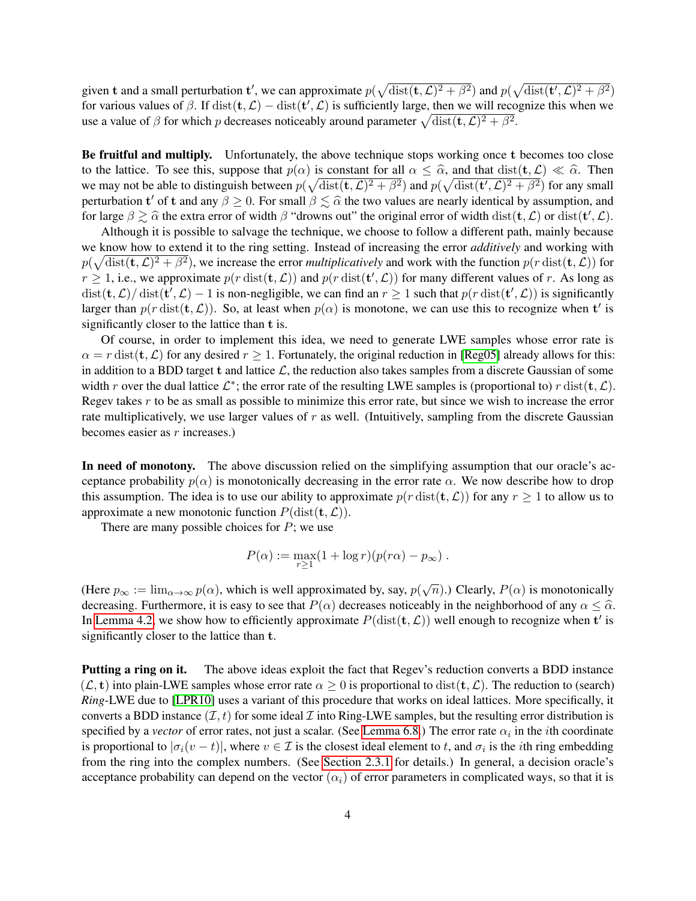given $\mathbf{t}$ and a small perturbation $\mathbf{t}'$, we can approximate $p(\sqrt{\operatorname{dist}(\mathbf{t}, \mathcal{L})^2 + \beta^2})$ and $p(\sqrt{\operatorname{dist}(\mathbf{t}', \mathcal{L})^2 + \beta^2})$ for various values of $\beta$. If $\operatorname{dist}(\mathbf{t}, \mathcal{L}) - \operatorname{dist}(\mathbf{t}', \mathcal{L})$ is sufficiently large, then we will recognize this when we use a value of $\beta$ for which $p$ decreases noticeably around parameter $\sqrt{\operatorname{dist}(\mathbf{t}, \mathcal{L})^2 + \beta^2}$.

**Be fruitful and multiply.** Unfortunately, the above technique stops working once $\mathbf{t}$ becomes too close to the lattice. To see this, suppose that $p(\alpha)$ is constant for all $\alpha \leq \widehat{\alpha}$, and that $\operatorname{dist}(\mathbf{t}, \mathcal{L}) \ll \widehat{\alpha}$. Then we may not be able to distinguish between $p(\sqrt{\operatorname{dist}(\mathbf{t}, \mathcal{L})^2 + \beta^2})$ and $p(\sqrt{\operatorname{dist}(\mathbf{t}', \mathcal{L})^2 + \beta^2})$ for any small perturbation $\mathbf{t}'$ of $\mathbf{t}$ and any $\beta \geq 0$. For small $\beta \lesssim \widehat{\alpha}$ the two values are nearly identical by assumption, and for large $\beta \gtrsim \widehat{\alpha}$ the extra error of width $\beta$ "drowns out" the original error of width $\operatorname{dist}(\mathbf{t}, \mathcal{L})$ or $\operatorname{dist}(\mathbf{t}', \mathcal{L})$.

Although it is possible to salvage the technique, we choose to follow a different path, mainly because we know how to extend it to the ring setting. Instead of increasing the error *additively* and working with $p(\sqrt{\operatorname{dist}(\mathbf{t}, \mathcal{L})^2 + \beta^2})$, we increase the error *multiplicatively* and work with the function $p(r \operatorname{dist}(\mathbf{t}, \mathcal{L}))$ for $r \geq 1$, i.e., we approximate $p(r \operatorname{dist}(\mathbf{t}, \mathcal{L}))$ and $p(r \operatorname{dist}(\mathbf{t}', \mathcal{L}))$ for many different values of $r$. As long as $\operatorname{dist}(\mathbf{t}, \mathcal{L}) / \operatorname{dist}(\mathbf{t}', \mathcal{L}) - 1$ is non-negligible, we can find an $r \geq 1$ such that $p(r \operatorname{dist}(\mathbf{t}', \mathcal{L}))$ is significantly larger than $p(r \operatorname{dist}(\mathbf{t}, \mathcal{L}))$. So, at least when $p(\alpha)$ is monotone, we can use this to recognize when $\mathbf{t}'$ is significantly closer to the lattice than $\mathbf{t}$ is.

Of course, in order to implement this idea, we need to generate LWE samples whose error rate is $\alpha = r \operatorname{dist}(\mathbf{t}, \mathcal{L})$ for any desired $r \geq 1$. Fortunately, the original reduction in [Reg05] already allows for this: in addition to a BDD target $\mathbf{t}$ and lattice $\mathcal{L}$, the reduction also takes samples from a discrete Gaussian of some width $r$ over the dual lattice $\mathcal{L}^*$; the error rate of the resulting LWE samples is (proportional to) $r \operatorname{dist}(\mathbf{t}, \mathcal{L})$. Regev takes $r$ to be as small as possible to minimize this error rate, but since we wish to increase the error rate multiplicatively, we use larger values of $r$ as well. (Intuitively, sampling from the discrete Gaussian becomes easier as $r$ increases.)

**In need of monotony.** The above discussion relied on the simplifying assumption that our oracle's acceptance probability $p(\alpha)$ is monotonically decreasing in the error rate $\alpha$. We now describe how to drop this assumption. The idea is to use our ability to approximate $p(r \operatorname{dist}(\mathbf{t}, \mathcal{L}))$ for any $r \geq 1$ to allow us to approximate a new monotonic function $P(\operatorname{dist}(\mathbf{t}, \mathcal{L}))$.

There are many possible choices for $P$; we use

$$P(\alpha) := \max_{r \geq 1} (1 + \log r)(p(r\alpha) - p_\infty) \ .$$

(Here $p_\infty := \lim_{\alpha \to \infty} p(\alpha)$, which is well approximated by, say, $p(\sqrt{n})$.) Clearly, $P(\alpha)$ is monotonically decreasing. Furthermore, it is easy to see that $P(\alpha)$ decreases noticeably in the neighborhood of any $\alpha \leq \widehat{\alpha}$. In Lemma 4.2, we show how to efficiently approximate $P(\operatorname{dist}(\mathbf{t}, \mathcal{L}))$ well enough to recognize when $\mathbf{t}'$ is significantly closer to the lattice than $\mathbf{t}$.

**Putting a ring on it.** The above ideas exploit the fact that Regev's reduction converts a BDD instance $(\mathcal{L}, \mathbf{t})$ into plain-LWE samples whose error rate $\alpha \geq 0$ is proportional to $\operatorname{dist}(\mathbf{t}, \mathcal{L})$. The reduction to (search) *Ring*-LWE due to [LPR10] uses a variant of this procedure that works on ideal lattices. More specifically, it converts a BDD instance $(\mathcal{I}, t)$ for some ideal $\mathcal{I}$ into Ring-LWE samples, but the resulting error distribution is specified by a *vector* of error rates, not just a scalar. (See Lemma 6.8.) The error rate $\alpha_i$ in the $i$th coordinate is proportional to $|\sigma_i(v - t)|$, where $v \in \mathcal{I}$ is the closest ideal element to $t$, and $\sigma_i$ is the $i$th ring embedding from the ring into the complex numbers. (See Section 2.3.1 for details.) In general, a decision oracle's acceptance probability can depend on the vector $(\alpha_i)$ of error parameters in complicated ways, so that it is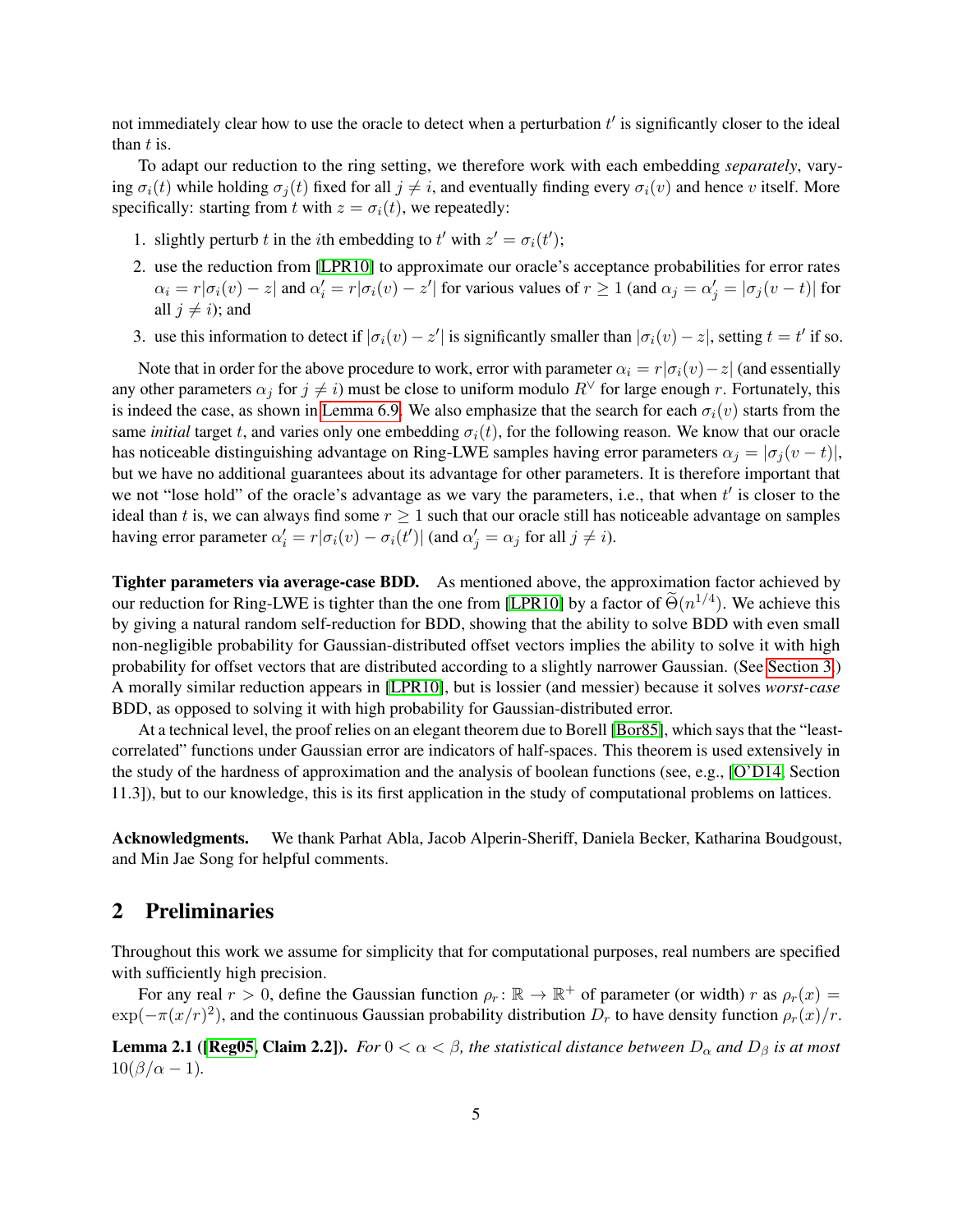not immediately clear how to use the oracle to detect when a perturbation $t'$ is significantly closer to the ideal than $t$ is.

To adapt our reduction to the ring setting, we therefore work with each embedding *separately*, varying $\sigma_i(t)$ while holding $\sigma_j(t)$ fixed for all $j \neq i$, and eventually finding every $\sigma_i(v)$ and hence $v$ itself. More specifically: starting from $t$ with $z = \sigma_i(t)$, we repeatedly:

1. slightly perturb $t$ in the $i$th embedding to $t'$ with $z' = \sigma_i(t')$;
2. use the reduction from [LPR10] to approximate our oracle's acceptance probabilities for error rates $\alpha_i = r|\sigma_i(v) - z|$ and $\alpha'_i = r|\sigma_i(v) - z'|$ for various values of $r \geq 1$ (and $\alpha_j = \alpha'_j = |\sigma_j(v - t)|$ for all $j \neq i$); and
3. use this information to detect if $|\sigma_i(v) - z'|$ is significantly smaller than $|\sigma_i(v) - z|$, setting $t = t'$ if so.

Note that in order for the above procedure to work, error with parameter $\alpha_i = r|\sigma_i(v) - z|$ (and essentially any other parameters $\alpha_j$ for $j \neq i$) must be close to uniform modulo $R^\vee$ for large enough $r$. Fortunately, this is indeed the case, as shown in Lemma 6.9. We also emphasize that the search for each $\sigma_i(v)$ starts from the same *initial* target $t$, and varies only one embedding $\sigma_i(t)$, for the following reason. We know that our oracle has noticeable distinguishing advantage on Ring-LWE samples having error parameters $\alpha_j = |\sigma_j(v - t)|$, but we have no additional guarantees about its advantage for other parameters. It is therefore important that we not "lose hold" of the oracle's advantage as we vary the parameters, i.e., that when $t'$ is closer to the ideal than $t$ is, we can always find some $r \geq 1$ such that our oracle still has noticeable advantage on samples having error parameter $\alpha'_i = r|\sigma_i(v) - \sigma_i(t')|$ (and $\alpha'_j = \alpha_j$ for all $j \neq i$).

**Tighter parameters via average-case BDD.** As mentioned above, the approximation factor achieved by our reduction for Ring-LWE is tighter than the one from [LPR10] by a factor of $\widetilde{\Theta}(n^{1/4})$. We achieve this by giving a natural random self-reduction for BDD, showing that the ability to solve BDD with even small non-negligible probability for Gaussian-distributed offset vectors implies the ability to solve it with high probability for offset vectors that are distributed according to a slightly narrower Gaussian. (See Section 3.) A morally similar reduction appears in [LPR10], but is lossier (and messier) because it solves *worst-case* BDD, as opposed to solving it with high probability for Gaussian-distributed error.

At a technical level, the proof relies on an elegant theorem due to Borell [Bor85], which says that the "least-correlated" functions under Gaussian error are indicators of half-spaces. This theorem is used extensively in the study of the hardness of approximation and the analysis of boolean functions (see, e.g., [O'D14, Section 11.3]), but to our knowledge, this is its first application in the study of computational problems on lattices.

**Acknowledgments.** We thank Parhat Abla, Jacob Alperin-Sheriff, Daniela Becker, Katharina Boudgoust, and Min Jae Song for helpful comments.

## 2 Preliminaries

Throughout this work we assume for simplicity that for computational purposes, real numbers are specified with sufficiently high precision.

For any real $r > 0$, define the Gaussian function $\rho_r \colon \mathbb{R} \to \mathbb{R}^+$ of parameter (or width) $r$ as $\rho_r(x) = \exp(-\pi(x/r)^2)$, and the continuous Gaussian probability distribution $D_r$ to have density function $\rho_r(x)/r$.

**Lemma 2.1 ([Reg05, Claim 2.2]).** *For $0 < \alpha < \beta$, the statistical distance between $D_\alpha$ and $D_\beta$ is at most $10(\beta/\alpha - 1)$.*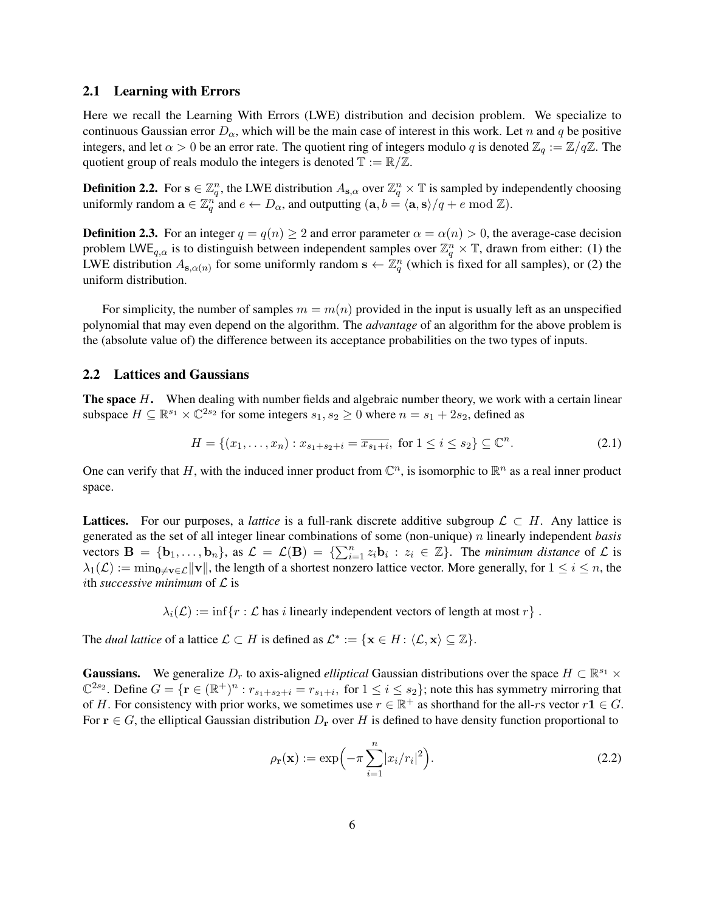## 2.1 Learning with Errors

Here we recall the Learning With Errors (LWE) distribution and decision problem. We specialize to continuous Gaussian error $D_\alpha$, which will be the main case of interest in this work. Let $n$ and $q$ be positive integers, and let $\alpha > 0$ be an error rate. The quotient ring of integers modulo $q$ is denoted $\mathbb{Z}_q := \mathbb{Z}/q\mathbb{Z}$. The quotient group of reals modulo the integers is denoted $\mathbb{T} := \mathbb{R}/\mathbb{Z}$.

**Definition 2.2.** For $\mathbf{s} \in \mathbb{Z}_q^n$, the LWE distribution $A_{\mathbf{s},\alpha}$ over $\mathbb{Z}_q^n \times \mathbb{T}$ is sampled by independently choosing uniformly random $\mathbf{a} \in \mathbb{Z}_q^n$ and $e \leftarrow D_\alpha$, and outputting $(\mathbf{a}, b = \langle \mathbf{a}, \mathbf{s} \rangle / q + e \bmod \mathbb{Z})$.

**Definition 2.3.** For an integer $q = q(n) \geq 2$ and error parameter $\alpha = \alpha(n) > 0$, the average-case decision problem $\mathsf{LWE}_{q,\alpha}$ is to distinguish between independent samples over $\mathbb{Z}_q^n \times \mathbb{T}$, drawn from either: (1) the LWE distribution $A_{\mathbf{s},\alpha(n)}$ for some uniformly random $\mathbf{s} \leftarrow \mathbb{Z}_q^n$ (which is fixed for all samples), or (2) the uniform distribution.

For simplicity, the number of samples $m = m(n)$ provided in the input is usually left as an unspecified polynomial that may even depend on the algorithm. The *advantage* of an algorithm for the above problem is the (absolute value of) the difference between its acceptance probabilities on the two types of inputs.

## 2.2 Lattices and Gaussians

**The space $H$.** When dealing with number fields and algebraic number theory, we work with a certain linear subspace $H \subseteq \mathbb{R}^{s_1} \times \mathbb{C}^{2s_2}$ for some integers $s_1, s_2 \geq 0$ where $n = s_1 + 2s_2$, defined as

$$H = \{(x_1, \ldots, x_n) : x_{s_1+s_2+i} = \overline{x_{s_1+i}}, \text{ for } 1 \leq i \leq s_2\} \subseteq \mathbb{C}^n. \tag{2.1}$$

One can verify that $H$, with the induced inner product from $\mathbb{C}^n$, is isomorphic to $\mathbb{R}^n$ as a real inner product space.

**Lattices.** For our purposes, a *lattice* is a full-rank discrete additive subgroup $\mathcal{L} \subset H$. Any lattice is generated as the set of all integer linear combinations of some (non-unique) $n$ linearly independent *basis* vectors $\mathbf{B} = \{\mathbf{b}_1, \ldots, \mathbf{b}_n\}$, as $\mathcal{L} = \mathcal{L}(\mathbf{B}) = \{\sum_{i=1}^n z_i \mathbf{b}_i : z_i \in \mathbb{Z}\}$. The *minimum distance* of $\mathcal{L}$ is $\lambda_1(\mathcal{L}) := \min_{\mathbf{0} \neq \mathbf{v} \in \mathcal{L}} \|\mathbf{v}\|$, the length of a shortest nonzero lattice vector. More generally, for $1 \leq i \leq n$, the $i$th *successive minimum* of $\mathcal{L}$ is

$$\lambda_i(\mathcal{L}) := \inf\{r : \mathcal{L} \text{ has } i \text{ linearly independent vectors of length at most } r\}.$$

The *dual lattice* of a lattice $\mathcal{L} \subset H$ is defined as $\mathcal{L}^* := \{\mathbf{x} \in H : \langle \mathcal{L}, \mathbf{x} \rangle \subseteq \mathbb{Z}\}$.

**Gaussians.** We generalize $D_r$ to axis-aligned *elliptical* Gaussian distributions over the space $H \subset \mathbb{R}^{s_1} \times \mathbb{C}^{2s_2}$. Define $G = \{\mathbf{r} \in (\mathbb{R}^+)^n : r_{s_1+s_2+i} = r_{s_1+i}, \text{ for } 1 \leq i \leq s_2\}$; note this has symmetry mirroring that of $H$. For consistency with prior works, we sometimes use $r \in \mathbb{R}^+$ as shorthand for the all-$r$s vector $r\mathbf{1} \in G$. For $\mathbf{r} \in G$, the elliptical Gaussian distribution $D_{\mathbf{r}}$ over $H$ is defined to have density function proportional to

$$\rho_{\mathbf{r}}(\mathbf{x}) := \exp\Big(-\pi \sum_{i=1}^n |x_i/r_i|^2\Big). \tag{2.2}$$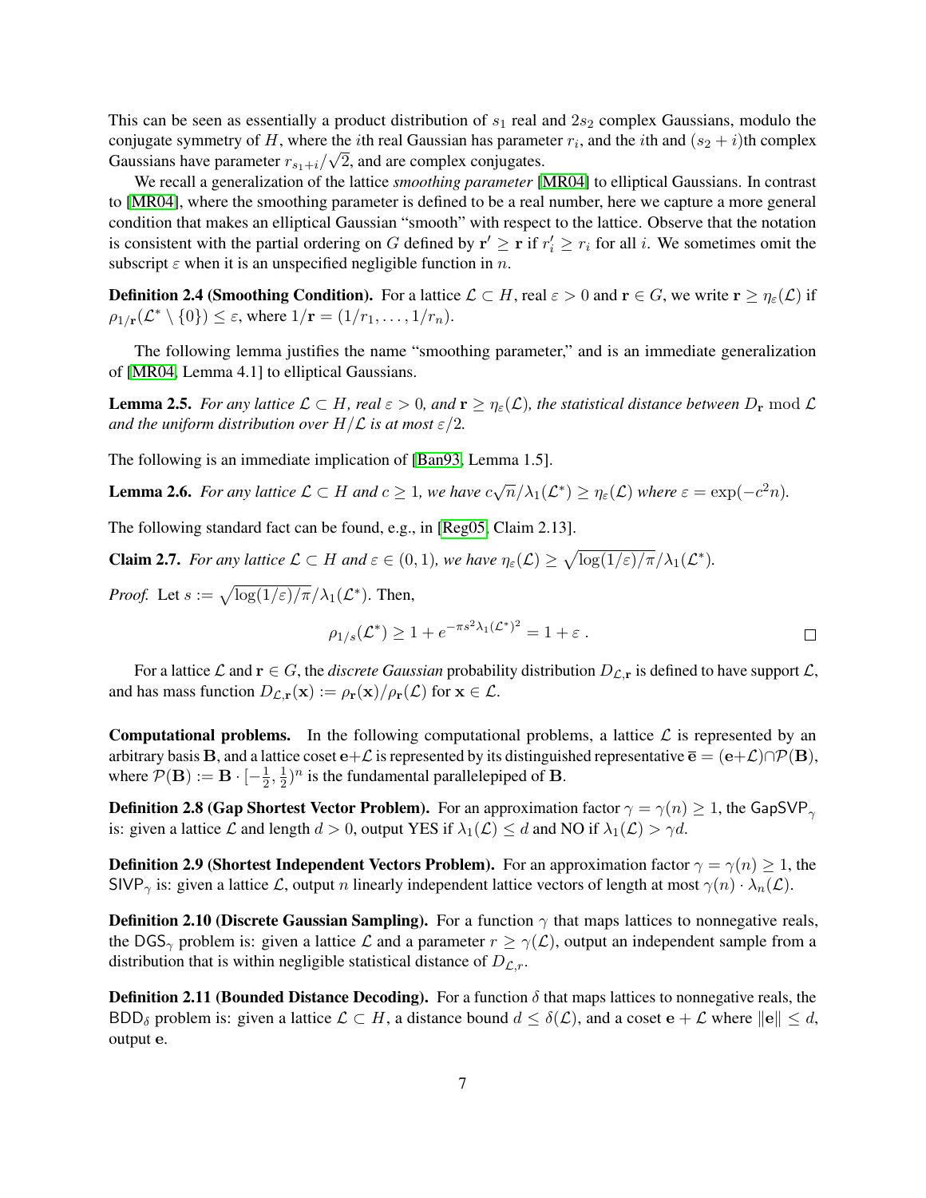This can be seen as essentially a product distribution of $s_1$ real and $2s_2$ complex Gaussians, modulo the conjugate symmetry of $H$, where the $i$th real Gaussian has parameter $r_i$, and the $i$th and $(s_2+i)$th complex Gaussians have parameter $r_{s_1+i}/\sqrt{2}$, and are complex conjugates.

We recall a generalization of the lattice *smoothing parameter* [MR04] to elliptical Gaussians. In contrast to [MR04], where the smoothing parameter is defined to be a real number, here we capture a more general condition that makes an elliptical Gaussian "smooth" with respect to the lattice. Observe that the notation is consistent with the partial ordering on $G$ defined by $\mathbf{r}' \geq \mathbf{r}$ if $r'_i \geq r_i$ for all $i$. We sometimes omit the subscript $\varepsilon$ when it is an unspecified negligible function in $n$.

**Definition 2.4 (Smoothing Condition).** For a lattice $\mathcal{L} \subset H$, real $\varepsilon > 0$ and $\mathbf{r} \in G$, we write $\mathbf{r} \geq \eta_\varepsilon(\mathcal{L})$ if $\rho_{1/\mathbf{r}}(\mathcal{L}^* \setminus \{0\}) \leq \varepsilon$, where $1/\mathbf{r} = (1/r_1, \ldots, 1/r_n)$.

The following lemma justifies the name "smoothing parameter," and is an immediate generalization of [MR04, Lemma 4.1] to elliptical Gaussians.

**Lemma 2.5.** *For any lattice $\mathcal{L} \subset H$, real $\varepsilon > 0$, and $\mathbf{r} \geq \eta_\varepsilon(\mathcal{L})$, the statistical distance between $D_\mathbf{r} \bmod \mathcal{L}$ and the uniform distribution over $H/\mathcal{L}$ is at most $\varepsilon/2$.*

The following is an immediate implication of [Ban93, Lemma 1.5].

**Lemma 2.6.** *For any lattice $\mathcal{L} \subset H$ and $c \geq 1$, we have $c\sqrt{n}/\lambda_1(\mathcal{L}^*) \geq \eta_\varepsilon(\mathcal{L})$ where $\varepsilon = \exp(-c^2 n)$.*

The following standard fact can be found, e.g., in [Reg05, Claim 2.13].

**Claim 2.7.** *For any lattice $\mathcal{L} \subset H$ and $\varepsilon \in (0,1)$, we have $\eta_\varepsilon(\mathcal{L}) \geq \sqrt{\log(1/\varepsilon)/\pi}/\lambda_1(\mathcal{L}^*)$.*

*Proof.* Let $s := \sqrt{\log(1/\varepsilon)/\pi}/\lambda_1(\mathcal{L}^*)$. Then,

$$\rho_{1/s}(\mathcal{L}^*) \geq 1 + e^{-\pi s^2 \lambda_1(\mathcal{L}^*)^2} = 1 + \varepsilon \,.$$

∎

For a lattice $\mathcal{L}$ and $\mathbf{r} \in G$, the *discrete Gaussian* probability distribution $D_{\mathcal{L},\mathbf{r}}$ is defined to have support $\mathcal{L}$, and has mass function $D_{\mathcal{L},\mathbf{r}}(\mathbf{x}) := \rho_\mathbf{r}(\mathbf{x})/\rho_\mathbf{r}(\mathcal{L})$ for $\mathbf{x} \in \mathcal{L}$.

**Computational problems.** In the following computational problems, a lattice $\mathcal{L}$ is represented by an arbitrary basis $\mathbf{B}$, and a lattice coset $\mathbf{e}+\mathcal{L}$ is represented by its distinguished representative $\overline{\mathbf{e}} = (\mathbf{e}+\mathcal{L}) \cap \mathcal{P}(\mathbf{B})$, where $\mathcal{P}(\mathbf{B}) := \mathbf{B} \cdot [-\frac{1}{2}, \frac{1}{2})^n$ is the fundamental parallelepiped of $\mathbf{B}$.

**Definition 2.8 (Gap Shortest Vector Problem).** For an approximation factor $\gamma = \gamma(n) \geq 1$, the $\mathsf{GapSVP}_\gamma$ is: given a lattice $\mathcal{L}$ and length $d > 0$, output YES if $\lambda_1(\mathcal{L}) \leq d$ and NO if $\lambda_1(\mathcal{L}) > \gamma d$.

**Definition 2.9 (Shortest Independent Vectors Problem).** For an approximation factor $\gamma = \gamma(n) \geq 1$, the $\mathsf{SIVP}_\gamma$ is: given a lattice $\mathcal{L}$, output $n$ linearly independent lattice vectors of length at most $\gamma(n) \cdot \lambda_n(\mathcal{L})$.

**Definition 2.10 (Discrete Gaussian Sampling).** For a function $\gamma$ that maps lattices to nonnegative reals, the $\mathsf{DGS}_\gamma$ problem is: given a lattice $\mathcal{L}$ and a parameter $r \geq \gamma(\mathcal{L})$, output an independent sample from a distribution that is within negligible statistical distance of $D_{\mathcal{L},r}$.

**Definition 2.11 (Bounded Distance Decoding).** For a function $\delta$ that maps lattices to nonnegative reals, the $\mathsf{BDD}_\delta$ problem is: given a lattice $\mathcal{L} \subset H$, a distance bound $d \leq \delta(\mathcal{L})$, and a coset $\mathbf{e} + \mathcal{L}$ where $\|\mathbf{e}\| \leq d$, output $\mathbf{e}$.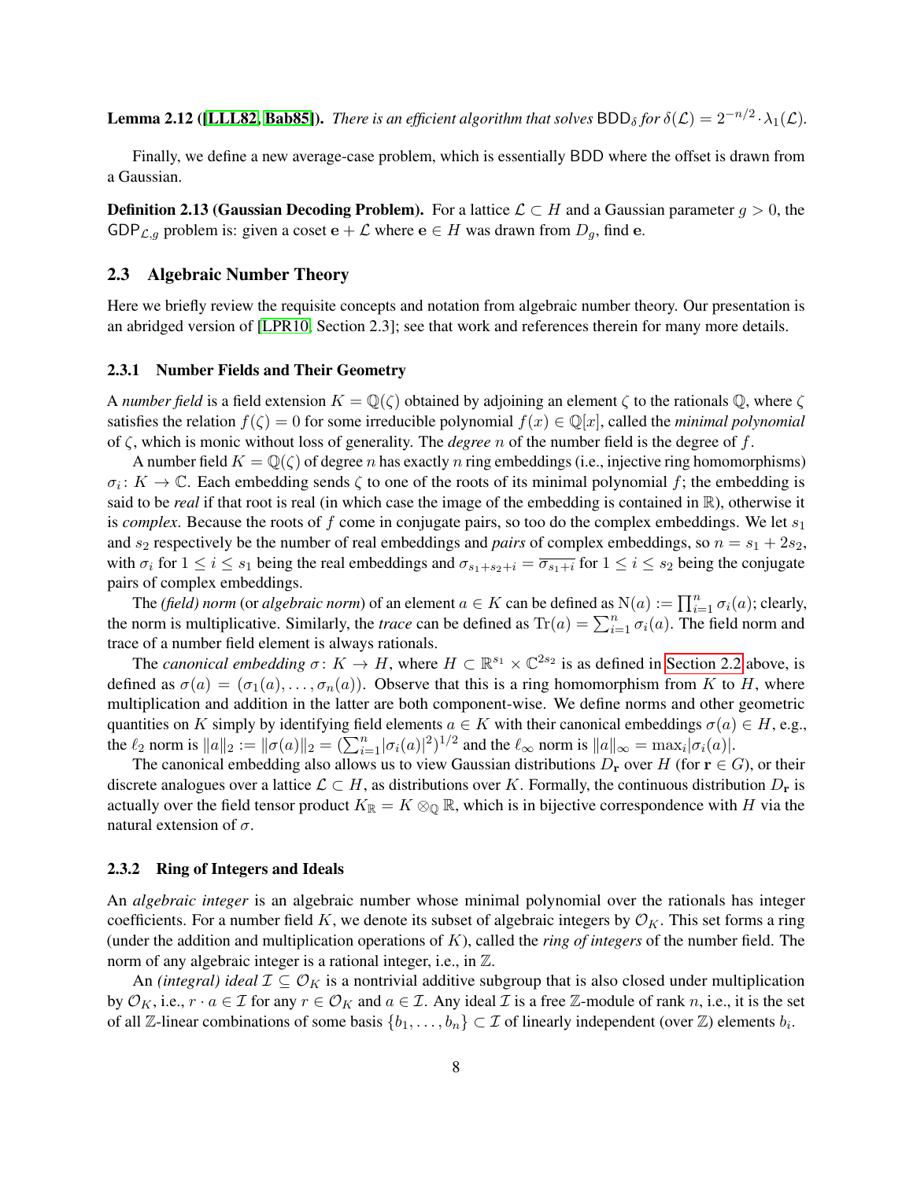**Lemma 2.12 ([LLL82, Bab85]).** *There is an efficient algorithm that solves* $\mathsf{BDD}_\delta$ *for* $\delta(\mathcal{L}) = 2^{-n/2} \cdot \lambda_1(\mathcal{L})$.

Finally, we define a new average-case problem, which is essentially BDD where the offset is drawn from a Gaussian.

**Definition 2.13 (Gaussian Decoding Problem).** For a lattice $\mathcal{L} \subset H$ and a Gaussian parameter $g > 0$, the $\mathsf{GDP}_{\mathcal{L},g}$ problem is: given a coset $\mathbf{e} + \mathcal{L}$ where $\mathbf{e} \in H$ was drawn from $D_g$, find $\mathbf{e}$.

## 2.3 Algebraic Number Theory

Here we briefly review the requisite concepts and notation from algebraic number theory. Our presentation is an abridged version of [LPR10, Section 2.3]; see that work and references therein for many more details.

### 2.3.1 Number Fields and Their Geometry

A *number field* is a field extension $K = \mathbb{Q}(\zeta)$ obtained by adjoining an element $\zeta$ to the rationals $\mathbb{Q}$, where $\zeta$ satisfies the relation $f(\zeta) = 0$ for some irreducible polynomial $f(x) \in \mathbb{Q}[x]$, called the *minimal polynomial* of $\zeta$, which is monic without loss of generality. The *degree* $n$ of the number field is the degree of $f$.

A number field $K = \mathbb{Q}(\zeta)$ of degree $n$ has exactly $n$ ring embeddings (i.e., injective ring homomorphisms) $\sigma_i : K \to \mathbb{C}$. Each embedding sends $\zeta$ to one of the roots of its minimal polynomial $f$; the embedding is said to be *real* if that root is real (in which case the image of the embedding is contained in $\mathbb{R}$), otherwise it is *complex*. Because the roots of $f$ come in conjugate pairs, so too do the complex embeddings. We let $s_1$ and $s_2$ respectively be the number of real embeddings and *pairs* of complex embeddings, so $n = s_1 + 2s_2$, with $\sigma_i$ for $1 \leq i \leq s_1$ being the real embeddings and $\sigma_{s_1+s_2+i} = \overline{\sigma_{s_1+i}}$ for $1 \leq i \leq s_2$ being the conjugate pairs of complex embeddings.

The *(field) norm* (or *algebraic norm*) of an element $a \in K$ can be defined as $\mathrm{N}(a) := \prod_{i=1}^{n} \sigma_i(a)$; clearly, the norm is multiplicative. Similarly, the *trace* can be defined as $\mathrm{Tr}(a) = \sum_{i=1}^{n} \sigma_i(a)$. The field norm and trace of a number field element is always rationals.

The *canonical embedding* $\sigma : K \to H$, where $H \subset \mathbb{R}^{s_1} \times \mathbb{C}^{2s_2}$ is as defined in Section 2.2 above, is defined as $\sigma(a) = (\sigma_1(a), \ldots, \sigma_n(a))$. Observe that this is a ring homomorphism from $K$ to $H$, where multiplication and addition in the latter are both component-wise. We define norms and other geometric quantities on $K$ simply by identifying field elements $a \in K$ with their canonical embeddings $\sigma(a) \in H$, e.g., the $\ell_2$ norm is $\|a\|_2 := \|\sigma(a)\|_2 = (\sum_{i=1}^{n} |\sigma_i(a)|^2)^{1/2}$ and the $\ell_\infty$ norm is $\|a\|_\infty = \max_i |\sigma_i(a)|$.

The canonical embedding also allows us to view Gaussian distributions $D_{\mathbf{r}}$ over $H$ (for $\mathbf{r} \in G$), or their discrete analogues over a lattice $\mathcal{L} \subset H$, as distributions over $K$. Formally, the continuous distribution $D_{\mathbf{r}}$ is actually over the field tensor product $K_{\mathbb{R}} = K \otimes_{\mathbb{Q}} \mathbb{R}$, which is in bijective correspondence with $H$ via the natural extension of $\sigma$.

### 2.3.2 Ring of Integers and Ideals

An *algebraic integer* is an algebraic number whose minimal polynomial over the rationals has integer coefficients. For a number field $K$, we denote its subset of algebraic integers by $\mathcal{O}_K$. This set forms a ring (under the addition and multiplication operations of $K$), called the *ring of integers* of the number field. The norm of any algebraic integer is a rational integer, i.e., in $\mathbb{Z}$.

An *(integral) ideal* $\mathcal{I} \subseteq \mathcal{O}_K$ is a nontrivial additive subgroup that is also closed under multiplication by $\mathcal{O}_K$, i.e., $r \cdot a \in \mathcal{I}$ for any $r \in \mathcal{O}_K$ and $a \in \mathcal{I}$. Any ideal $\mathcal{I}$ is a free $\mathbb{Z}$-module of rank $n$, i.e., it is the set of all $\mathbb{Z}$-linear combinations of some basis $\{b_1, \ldots, b_n\} \subset \mathcal{I}$ of linearly independent (over $\mathbb{Z}$) elements $b_i$.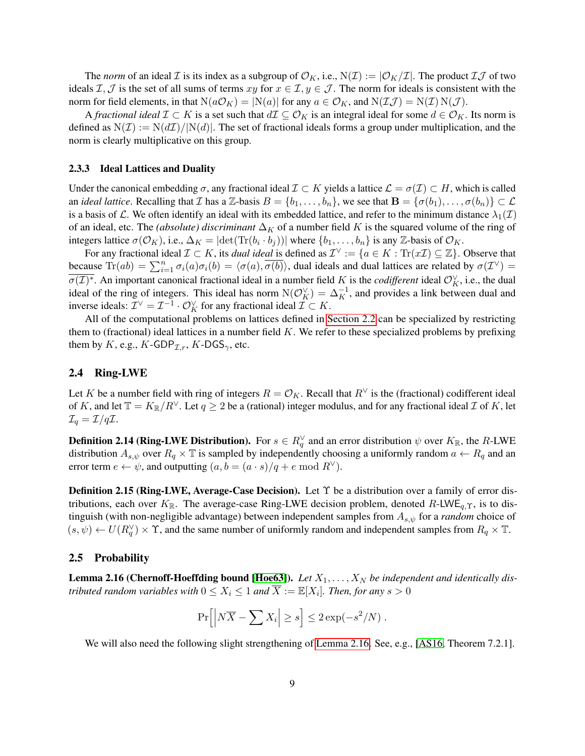The *norm* of an ideal $\mathcal{I}$ is its index as a subgroup of $\mathcal{O}_K$, i.e., $\mathrm{N}(\mathcal{I}) := |\mathcal{O}_K/\mathcal{I}|$. The product $\mathcal{I}\mathcal{J}$ of two ideals $\mathcal{I}, \mathcal{J}$ is the set of all sums of terms $xy$ for $x \in \mathcal{I}, y \in \mathcal{J}$. The norm for ideals is consistent with the norm for field elements, in that $\mathrm{N}(a\mathcal{O}_K) = |\mathrm{N}(a)|$ for any $a \in \mathcal{O}_K$, and $\mathrm{N}(\mathcal{I}\mathcal{J}) = \mathrm{N}(\mathcal{I})\,\mathrm{N}(\mathcal{J})$.

A *fractional ideal* $\mathcal{I} \subset K$ is a set such that $d\mathcal{I} \subseteq \mathcal{O}_K$ is an integral ideal for some $d \in \mathcal{O}_K$. Its norm is defined as $\mathrm{N}(\mathcal{I}) := \mathrm{N}(d\mathcal{I})/|\mathrm{N}(d)|$. The set of fractional ideals forms a group under multiplication, and the norm is clearly multiplicative on this group.

### 2.3.3 Ideal Lattices and Duality

Under the canonical embedding $\sigma$, any fractional ideal $\mathcal{I} \subset K$ yields a lattice $\mathcal{L} = \sigma(\mathcal{I}) \subset H$, which is called an *ideal lattice*. Recalling that $\mathcal{I}$ has a $\mathbb{Z}$-basis $B = \{b_1, \ldots, b_n\}$, we see that $\mathbf{B} = \{\sigma(b_1), \ldots, \sigma(b_n)\} \subset \mathcal{L}$ is a basis of $\mathcal{L}$. We often identify an ideal with its embedded lattice, and refer to the minimum distance $\lambda_1(\mathcal{I})$ of an ideal, etc. The *(absolute) discriminant* $\Delta_K$ of a number field $K$ is the squared volume of the ring of integers lattice $\sigma(\mathcal{O}_K)$, i.e., $\Delta_K = |\det(\mathrm{Tr}(b_i \cdot b_j))|$ where $\{b_1, \ldots, b_n\}$ is any $\mathbb{Z}$-basis of $\mathcal{O}_K$.

For any fractional ideal $\mathcal{I} \subset K$, its *dual ideal* is defined as $\mathcal{I}^\vee := \{a \in K : \mathrm{Tr}(x\mathcal{I}) \subseteq \mathbb{Z}\}$. Observe that because $\mathrm{Tr}(ab) = \sum_{i=1}^n \sigma_i(a)\sigma_i(b) = \langle \sigma(a), \overline{\sigma(b)} \rangle$, dual ideals and dual lattices are related by $\sigma(\mathcal{I}^\vee) = \overline{\sigma(\mathcal{I})^*}$. An important canonical fractional ideal in a number field $K$ is the *codifferent* ideal $\mathcal{O}_K^\vee$, i.e., the dual ideal of the ring of integers. This ideal has norm $\mathrm{N}(\mathcal{O}_K^\vee) = \Delta_K^{-1}$, and provides a link between dual and inverse ideals: $\mathcal{I}^\vee = \mathcal{I}^{-1} \cdot \mathcal{O}_K^\vee$ for any fractional ideal $\mathcal{I} \subset K$.

All of the computational problems on lattices defined in Section 2.2 can be specialized by restricting them to (fractional) ideal lattices in a number field $K$. We refer to these specialized problems by prefixing them by $K$, e.g., $K$-$\mathsf{GDP}_{\mathcal{I},r}$, $K$-$\mathsf{DGS}_\gamma$, etc.

## 2.4 Ring-LWE

Let $K$ be a number field with ring of integers $R = \mathcal{O}_K$. Recall that $R^\vee$ is the (fractional) codifferent ideal of $K$, and let $\mathbb{T} = K_\mathbb{R}/R^\vee$. Let $q \geq 2$ be a (rational) integer modulus, and for any fractional ideal $\mathcal{I}$ of $K$, let $\mathcal{I}_q = \mathcal{I}/q\mathcal{I}$.

**Definition 2.14 (Ring-LWE Distribution).** For $s \in R_q^\vee$ and an error distribution $\psi$ over $K_\mathbb{R}$, the $R$-LWE distribution $A_{s,\psi}$ over $R_q \times \mathbb{T}$ is sampled by independently choosing a uniformly random $a \leftarrow R_q$ and an error term $e \leftarrow \psi$, and outputting $(a, b = (a \cdot s)/q + e \bmod R^\vee)$.

**Definition 2.15 (Ring-LWE, Average-Case Decision).** Let $\Upsilon$ be a distribution over a family of error distributions, each over $K_\mathbb{R}$. The average-case Ring-LWE decision problem, denoted $R$-$\mathsf{LWE}_{q,\Upsilon}$, is to distinguish (with non-negligible advantage) between independent samples from $A_{s,\psi}$ for a *random* choice of $(s, \psi) \leftarrow U(R_q^\vee) \times \Upsilon$, and the same number of uniformly random and independent samples from $R_q \times \mathbb{T}$.

## 2.5 Probability

**Lemma 2.16 (Chernoff-Hoeffding bound [Hoe63]).** *Let $X_1, \ldots, X_N$ be independent and identically distributed random variables with $0 \leq X_i \leq 1$ and $\overline{X} := \mathbb{E}[X_i]$. Then, for any $s > 0$*

$$\Pr\Big[\Big|N\overline{X} - \sum X_i\Big| \geq s\Big] \leq 2\exp(-s^2/N) .$$

We will also need the following slight strengthening of Lemma 2.16. See, e.g., [AS16, Theorem 7.2.1].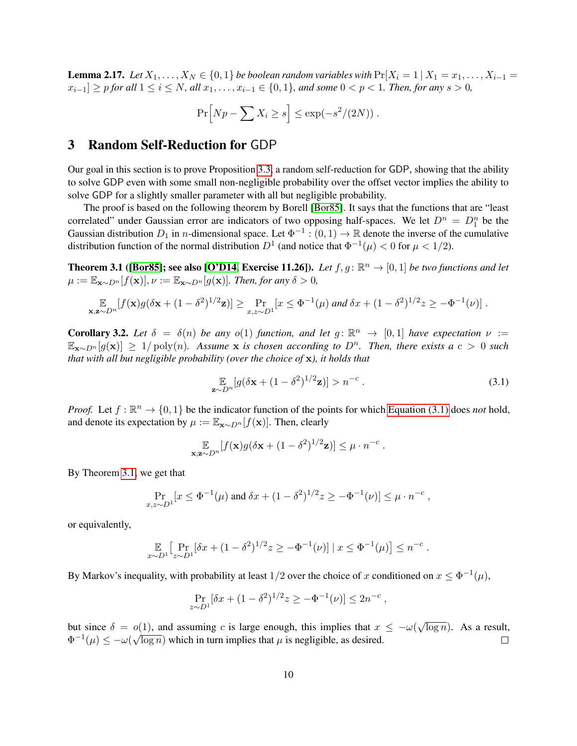**Lemma 2.17.** *Let $X_1, \ldots, X_N \in \{0,1\}$ be boolean random variables with $\Pr[X_i = 1 \mid X_1 = x_1, \ldots, X_{i-1} = x_{i-1}] \geq p$ for all $1 \leq i \leq N$, all $x_1, \ldots, x_{i-1} \in \{0,1\}$, and some $0 < p < 1$. Then, for any $s > 0$,*

$$\Pr\Big[Np - \sum X_i \geq s\Big] \leq \exp(-s^2/(2N)) \; .$$

## 3 Random Self-Reduction for GDP

Our goal in this section is to prove Proposition 3.3, a random self-reduction for GDP, showing that the ability to solve GDP even with some small non-negligible probability over the offset vector implies the ability to solve GDP for a slightly smaller parameter with all but negligible probability.

The proof is based on the following theorem by Borell [Bor85]. It says that the functions that are "least correlated" under Gaussian error are indicators of two opposing half-spaces. We let $D^n = D_1^n$ be the Gaussian distribution $D_1$ in $n$-dimensional space. Let $\Phi^{-1} : (0,1) \to \mathbb{R}$ denote the inverse of the cumulative distribution function of the normal distribution $D^1$ (and notice that $\Phi^{-1}(\mu) < 0$ for $\mu < 1/2$).

**Theorem 3.1 ([Bor85]; see also [O'D14, Exercise 11.26]).** *Let $f, g \colon \mathbb{R}^n \to [0,1]$ be two functions and let $\mu := \mathbb{E}_{\mathbf{x} \sim D^n}[f(\mathbf{x})], \nu := \mathbb{E}_{\mathbf{x} \sim D^n}[g(\mathbf{x})]$. Then, for any $\delta > 0$,*

$$\mathop{\mathbb{E}}_{\mathbf{x},\mathbf{z} \sim D^n}[f(\mathbf{x})g(\delta\mathbf{x} + (1-\delta^2)^{1/2}\mathbf{z})] \geq \Pr_{x,z \sim D^1}[x \leq \Phi^{-1}(\mu) \text{ and } \delta x + (1-\delta^2)^{1/2} z \geq -\Phi^{-1}(\nu)] \; .$$

**Corollary 3.2.** *Let $\delta = \delta(n)$ be any $o(1)$ function, and let $g \colon \mathbb{R}^n \to [0,1]$ have expectation $\nu := \mathbb{E}_{\mathbf{x} \sim D^n}[g(\mathbf{x})] \geq 1/\operatorname{poly}(n)$. Assume $\mathbf{x}$ is chosen according to $D^n$. Then, there exists a $c > 0$ such that with all but negligible probability (over the choice of $\mathbf{x}$), it holds that*

$$\mathop{\mathbb{E}}_{\mathbf{z} \sim D^n}[g(\delta\mathbf{x} + (1-\delta^2)^{1/2}\mathbf{z})] > n^{-c} \; . \tag{3.1}$$

*Proof.* Let $f : \mathbb{R}^n \to \{0,1\}$ be the indicator function of the points for which Equation (3.1) does *not* hold, and denote its expectation by $\mu := \mathbb{E}_{\mathbf{x} \sim D^n}[f(\mathbf{x})]$. Then, clearly

$$\mathop{\mathbb{E}}_{\mathbf{x},\mathbf{z} \sim D^n}[f(\mathbf{x})g(\delta\mathbf{x} + (1-\delta^2)^{1/2}\mathbf{z})] \leq \mu \cdot n^{-c} \; .$$

By Theorem 3.1, we get that

$$\Pr_{x,z \sim D^1}[x \leq \Phi^{-1}(\mu) \text{ and } \delta x + (1-\delta^2)^{1/2} z \geq -\Phi^{-1}(\nu)] \leq \mu \cdot n^{-c} \; ,$$

or equivalently,

$$\mathop{\mathbb{E}}_{x \sim D^1}\Big[\Pr_{z \sim D^1}[\delta x + (1-\delta^2)^{1/2} z \geq -\Phi^{-1}(\nu)] \mid x \leq \Phi^{-1}(\mu)\Big] \leq n^{-c} \; .$$

By Markov's inequality, with probability at least $1/2$ over the choice of $x$ conditioned on $x \leq \Phi^{-1}(\mu)$,

$$\Pr_{z \sim D^1}[\delta x + (1-\delta^2)^{1/2} z \geq -\Phi^{-1}(\nu)] \leq 2n^{-c} \; ,$$

but since $\delta = o(1)$, and assuming $c$ is large enough, this implies that $x \leq -\omega(\sqrt{\log n})$. As a result, $\Phi^{-1}(\mu) \leq -\omega(\sqrt{\log n})$ which in turn implies that $\mu$ is negligible, as desired. $\square$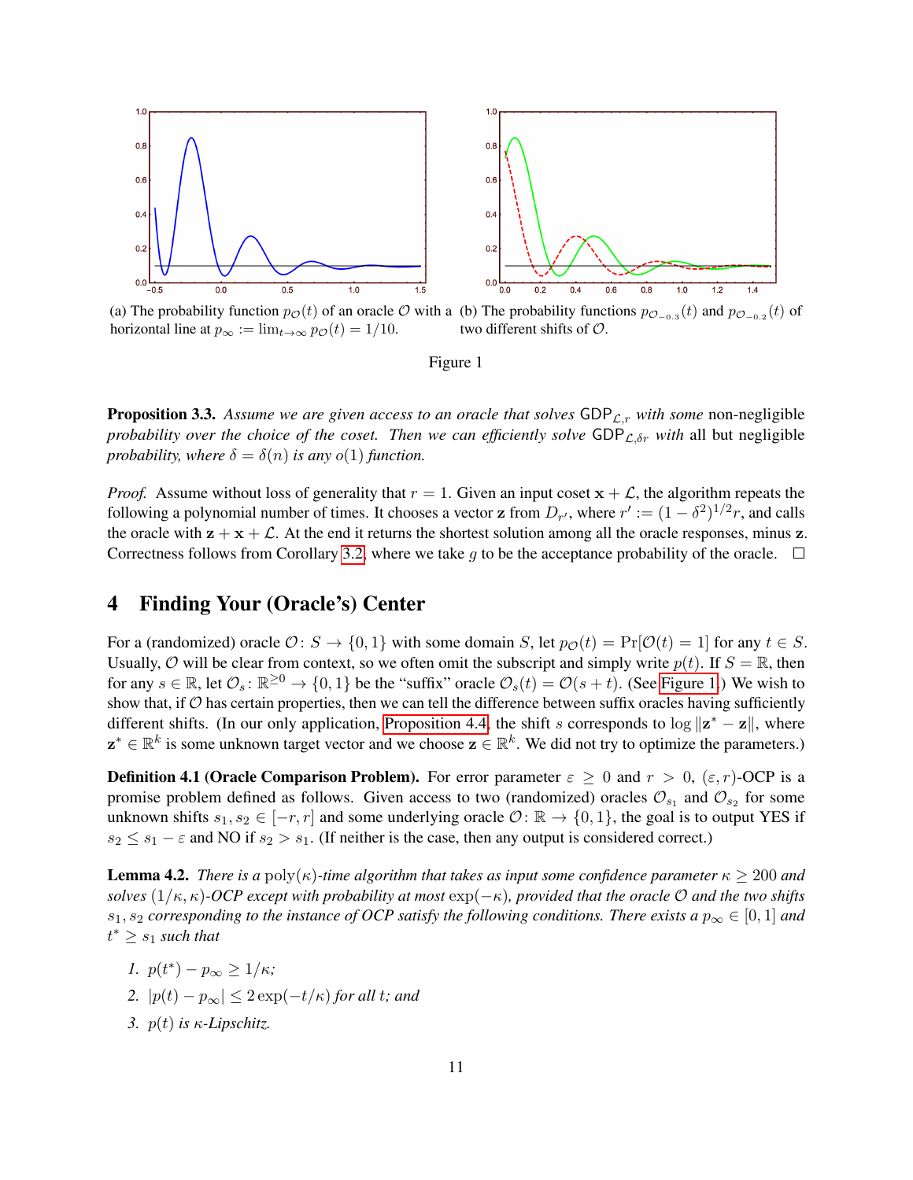1.0
0.8
0.6
0.4
0.2
0.0
−0.5
0.0
0.5
1.0
1.5

(a) The probability function $p_{\mathcal{O}}(t)$ of an oracle $\mathcal{O}$ with a horizontal line at $p_\infty := \lim_{t\to\infty} p_{\mathcal{O}}(t) = 1/10$.

1.0
0.8
0.6
0.4
0.2
0.0
0.0
0.2
0.4
0.6
0.8
1.0
1.2
1.4

(b) The probability functions $p_{\mathcal{O}_{-0.3}}(t)$ and $p_{\mathcal{O}_{-0.2}}(t)$ of two different shifts of $\mathcal{O}$.

Figure 1

**Proposition 3.3.** *Assume we are given access to an oracle that solves* $\mathsf{GDP}_{\mathcal{L},r}$ *with some* non-negligible *probability over the choice of the coset. Then we can efficiently solve* $\mathsf{GDP}_{\mathcal{L},\delta r}$ *with* all but negligible *probability, where* $\delta = \delta(n)$ *is any* $o(1)$ *function.*

*Proof.* Assume without loss of generality that $r = 1$. Given an input coset $\mathbf{x} + \mathcal{L}$, the algorithm repeats the following a polynomial number of times. It chooses a vector $\mathbf{z}$ from $D_{r'}$, where $r' := (1 - \delta^2)^{1/2} r$, and calls the oracle with $\mathbf{z} + \mathbf{x} + \mathcal{L}$. At the end it returns the shortest solution among all the oracle responses, minus $\mathbf{z}$. Correctness follows from Corollary 3.2, where we take $g$ to be the acceptance probability of the oracle. $\square$

## 4 Finding Your (Oracle's) Center

For a (randomized) oracle $\mathcal{O}\colon S \to \{0,1\}$ with some domain $S$, let $p_{\mathcal{O}}(t) = \Pr[\mathcal{O}(t) = 1]$ for any $t \in S$. Usually, $\mathcal{O}$ will be clear from context, so we often omit the subscript and simply write $p(t)$. If $S = \mathbb{R}$, then for any $s \in \mathbb{R}$, let $\mathcal{O}_s\colon \mathbb{R}^{\geq 0} \to \{0,1\}$ be the "suffix" oracle $\mathcal{O}_s(t) = \mathcal{O}(s + t)$. (See Figure 1.) We wish to show that, if $\mathcal{O}$ has certain properties, then we can tell the difference between suffix oracles having sufficiently different shifts. (In our only application, Proposition 4.4, the shift $s$ corresponds to $\log \|\mathbf{z}^* - \mathbf{z}\|$, where $\mathbf{z}^* \in \mathbb{R}^k$ is some unknown target vector and we choose $\mathbf{z} \in \mathbb{R}^k$. We did not try to optimize the parameters.)

**Definition 4.1 (Oracle Comparison Problem).** For error parameter $\varepsilon \geq 0$ and $r > 0$, $(\varepsilon, r)$-OCP is a promise problem defined as follows. Given access to two (randomized) oracles $\mathcal{O}_{s_1}$ and $\mathcal{O}_{s_2}$ for some unknown shifts $s_1, s_2 \in [-r, r]$ and some underlying oracle $\mathcal{O}\colon \mathbb{R} \to \{0,1\}$, the goal is to output YES if $s_2 \leq s_1 - \varepsilon$ and NO if $s_2 > s_1$. (If neither is the case, then any output is considered correct.)

**Lemma 4.2.** *There is a* $\mathrm{poly}(\kappa)$*-time algorithm that takes as input some confidence parameter* $\kappa \geq 200$ *and solves* $(1/\kappa, \kappa)$*-OCP except with probability at most* $\exp(-\kappa)$*, provided that the oracle* $\mathcal{O}$ *and the two shifts* $s_1, s_2$ *corresponding to the instance of OCP satisfy the following conditions. There exists a* $p_\infty \in [0,1]$ *and* $t^* \geq s_1$ *such that*

1. $p(t^*) - p_\infty \geq 1/\kappa$*;*
2. $|p(t) - p_\infty| \leq 2\exp(-t/\kappa)$ *for all* $t$*; and*
3. $p(t)$ *is* $\kappa$*-Lipschitz.*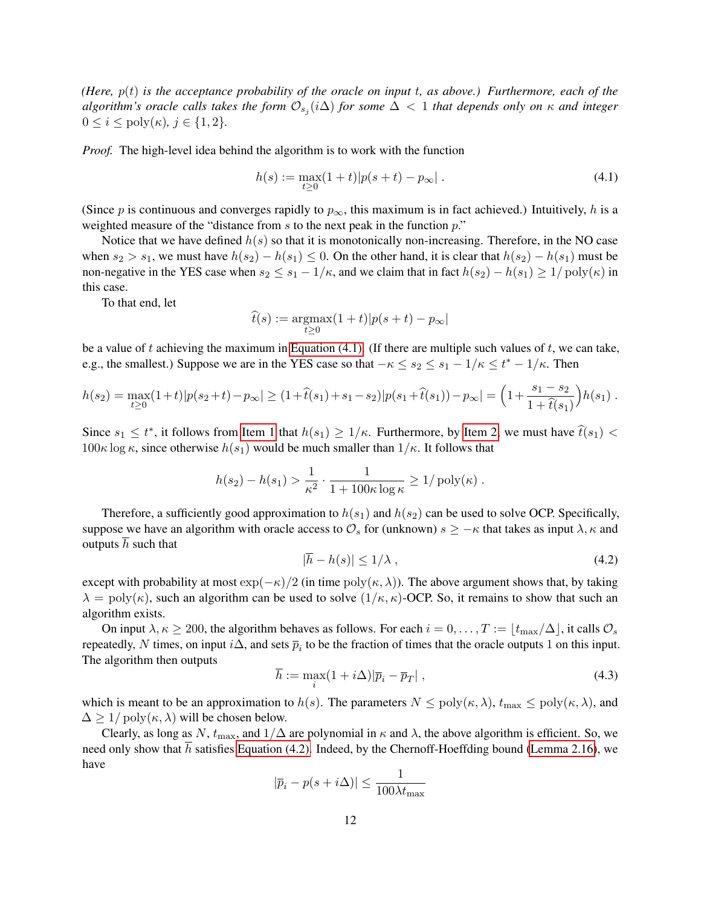*(Here, $p(t)$ is the acceptance probability of the oracle on input $t$, as above.) Furthermore, each of the algorithm's oracle calls takes the form $\mathcal{O}_{s_j}(i\Delta)$ for some $\Delta < 1$ that depends only on $\kappa$ and integer $0 \le i \le \mathrm{poly}(\kappa)$, $j \in \{1, 2\}$.*

*Proof.* The high-level idea behind the algorithm is to work with the function

$$h(s) := \max_{t \ge 0} (1+t)|p(s+t) - p_\infty| \, . \tag{4.1}$$

(Since $p$ is continuous and converges rapidly to $p_\infty$, this maximum is in fact achieved.) Intuitively, $h$ is a weighted measure of the "distance from $s$ to the next peak in the function $p$."

Notice that we have defined $h(s)$ so that it is monotonically non-increasing. Therefore, in the NO case when $s_2 > s_1$, we must have $h(s_2) - h(s_1) \le 0$. On the other hand, it is clear that $h(s_2) - h(s_1)$ must be non-negative in the YES case when $s_2 \le s_1 - 1/\kappa$, and we claim that in fact $h(s_2) - h(s_1) \ge 1/\mathrm{poly}(\kappa)$ in this case.

To that end, let

$$\widehat{t}(s) := \operatorname*{argmax}_{t \ge 0} (1+t)|p(s+t) - p_\infty|$$

be a value of $t$ achieving the maximum in Equation (4.1). (If there are multiple such values of $t$, we can take, e.g., the smallest.) Suppose we are in the YES case so that $-\kappa \le s_2 \le s_1 - 1/\kappa \le t^* - 1/\kappa$. Then

$$h(s_2) = \max_{t \ge 0}(1+t)|p(s_2+t) - p_\infty| \ge (1+\widehat{t}(s_1)+s_1-s_2)|p(s_1+\widehat{t}(s_1)) - p_\infty| = \Big(1 + \frac{s_1 - s_2}{1+\widehat{t}(s_1)}\Big) h(s_1) \, .$$

Since $s_1 \le t^*$, it follows from Item 1 that $h(s_1) \ge 1/\kappa$. Furthermore, by Item 2, we must have $\widehat{t}(s_1) < 100\kappa \log \kappa$, since otherwise $h(s_1)$ would be much smaller than $1/\kappa$. It follows that

$$h(s_2) - h(s_1) > \frac{1}{\kappa^2} \cdot \frac{1}{1 + 100\kappa\log\kappa} \ge 1/\mathrm{poly}(\kappa) \, .$$

Therefore, a sufficiently good approximation to $h(s_1)$ and $h(s_2)$ can be used to solve OCP. Specifically, suppose we have an algorithm with oracle access to $\mathcal{O}_s$ for (unknown) $s \ge -\kappa$ that takes as input $\lambda, \kappa$ and outputs $\overline{h}$ such that

$$|\overline{h} - h(s)| \le 1/\lambda \, , \tag{4.2}$$

except with probability at most $\exp(-\kappa)/2$ (in time $\mathrm{poly}(\kappa, \lambda)$). The above argument shows that, by taking $\lambda = \mathrm{poly}(\kappa)$, such an algorithm can be used to solve $(1/\kappa, \kappa)$-OCP. So, it remains to show that such an algorithm exists.

On input $\lambda, \kappa \ge 200$, the algorithm behaves as follows. For each $i = 0, \ldots, T := \lfloor t_{\max}/\Delta \rfloor$, it calls $\mathcal{O}_s$ repeatedly, $N$ times, on input $i\Delta$, and sets $\overline{p}_i$ to be the fraction of times that the oracle outputs 1 on this input. The algorithm then outputs

$$\overline{h} := \max_i (1 + i\Delta)|\overline{p}_i - \overline{p}_T| \, , \tag{4.3}$$

which is meant to be an approximation to $h(s)$. The parameters $N \le \mathrm{poly}(\kappa, \lambda)$, $t_{\max} \le \mathrm{poly}(\kappa, \lambda)$, and $\Delta \ge 1/\mathrm{poly}(\kappa, \lambda)$ will be chosen below.

Clearly, as long as $N$, $t_{\max}$, and $1/\Delta$ are polynomial in $\kappa$ and $\lambda$, the above algorithm is efficient. So, we need only show that $\overline{h}$ satisfies Equation (4.2). Indeed, by the Chernoff-Hoeffding bound (Lemma 2.16), we have

$$|\overline{p}_i - p(s + i\Delta)| \le \frac{1}{100\lambda t_{\max}}$$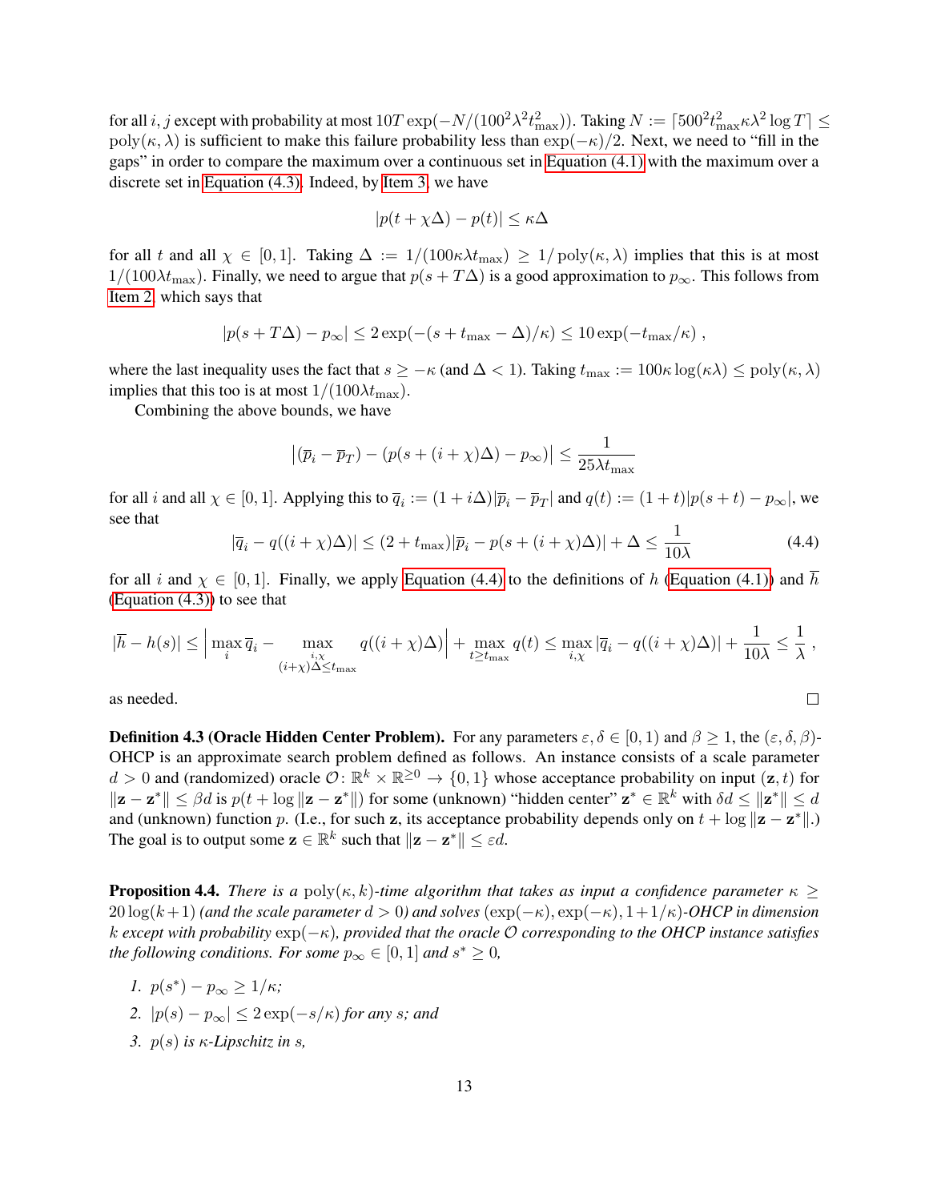for all $i, j$ except with probability at most $10T\exp(-N/(100^2\lambda^2 t_{\max}^2))$. Taking $N := \lceil 500^2 t_{\max}^2 \kappa \lambda^2 \log T \rceil \le \mathrm{poly}(\kappa, \lambda)$ is sufficient to make this failure probability less than $\exp(-\kappa)/2$. Next, we need to "fill in the gaps" in order to compare the maximum over a continuous set in Equation (4.1) with the maximum over a discrete set in Equation (4.3). Indeed, by Item 3, we have

$$|p(t + \chi\Delta) - p(t)| \le \kappa\Delta$$

for all $t$ and all $\chi \in [0, 1]$. Taking $\Delta := 1/(100\kappa\lambda t_{\max}) \ge 1/\mathrm{poly}(\kappa, \lambda)$ implies that this is at most $1/(100\lambda t_{\max})$. Finally, we need to argue that $p(s + T\Delta)$ is a good approximation to $p_\infty$. This follows from Item 2, which says that

$$|p(s + T\Delta) - p_\infty| \le 2\exp(-(s + t_{\max} - \Delta)/\kappa) \le 10\exp(-t_{\max}/\kappa) ,$$

where the last inequality uses the fact that $s \ge -\kappa$ (and $\Delta < 1$). Taking $t_{\max} := 100\kappa\log(\kappa\lambda) \le \mathrm{poly}(\kappa, \lambda)$ implies that this too is at most $1/(100\lambda t_{\max})$.

Combining the above bounds, we have

$$\big|(\overline{p}_i - \overline{p}_T) - (p(s + (i+\chi)\Delta) - p_\infty)\big| \le \frac{1}{25\lambda t_{\max}}$$

for all $i$ and all $\chi \in [0, 1]$. Applying this to $\overline{q}_i := (1 + i\Delta)|\overline{p}_i - \overline{p}_T|$ and $q(t) := (1 + t)|p(s + t) - p_\infty|$, we see that

$$|\overline{q}_i - q((i+\chi)\Delta)| \le (2 + t_{\max})|\overline{p}_i - p(s + (i+\chi)\Delta)| + \Delta \le \frac{1}{10\lambda} \tag{4.4}$$

for all $i$ and $\chi \in [0, 1]$. Finally, we apply Equation (4.4) to the definitions of $h$ (Equation (4.1)) and $\overline{h}$ (Equation (4.3)) to see that

$$|\overline{h} - h(s)| \le \Big|\max_i \overline{q}_i - \max_{\substack{i,\chi \\ (i+\chi)\Delta \le t_{\max}}} q((i+\chi)\Delta)\Big| + \max_{t \ge t_{\max}} q(t) \le \max_{i,\chi} |\overline{q}_i - q((i+\chi)\Delta)| + \frac{1}{10\lambda} \le \frac{1}{\lambda} ,$$

as needed. □

**Definition 4.3 (Oracle Hidden Center Problem).** For any parameters $\varepsilon, \delta \in [0, 1)$ and $\beta \ge 1$, the $(\varepsilon, \delta, \beta)$-OHCP is an approximate search problem defined as follows. An instance consists of a scale parameter $d > 0$ and (randomized) oracle $\mathcal{O} \colon \mathbb{R}^k \times \mathbb{R}^{\ge 0} \to \{0, 1\}$ whose acceptance probability on input $(\mathbf{z}, t)$ for $\|\mathbf{z} - \mathbf{z}^*\| \le \beta d$ is $p(t + \log\|\mathbf{z} - \mathbf{z}^*\|)$ for some (unknown) "hidden center" $\mathbf{z}^* \in \mathbb{R}^k$ with $\delta d \le \|\mathbf{z}^*\| \le d$ and (unknown) function $p$. (I.e., for such $\mathbf{z}$, its acceptance probability depends only on $t + \log\|\mathbf{z} - \mathbf{z}^*\|$.) The goal is to output some $\mathbf{z} \in \mathbb{R}^k$ such that $\|\mathbf{z} - \mathbf{z}^*\| \le \varepsilon d$.

**Proposition 4.4.** *There is a $\mathrm{poly}(\kappa, k)$-time algorithm that takes as input a confidence parameter $\kappa \ge 20\log(k+1)$ (and the scale parameter $d > 0$) and solves $(\exp(-\kappa), \exp(-\kappa), 1 + 1/\kappa)$-OHCP in dimension $k$ except with probability $\exp(-\kappa)$, provided that the oracle $\mathcal{O}$ corresponding to the OHCP instance satisfies the following conditions. For some $p_\infty \in [0, 1]$ and $s^* \ge 0$,*

1. *$p(s^*) - p_\infty \ge 1/\kappa$;*
2. *$|p(s) - p_\infty| \le 2\exp(-s/\kappa)$ for any $s$; and*
3. *$p(s)$ is $\kappa$-Lipschitz in $s$,*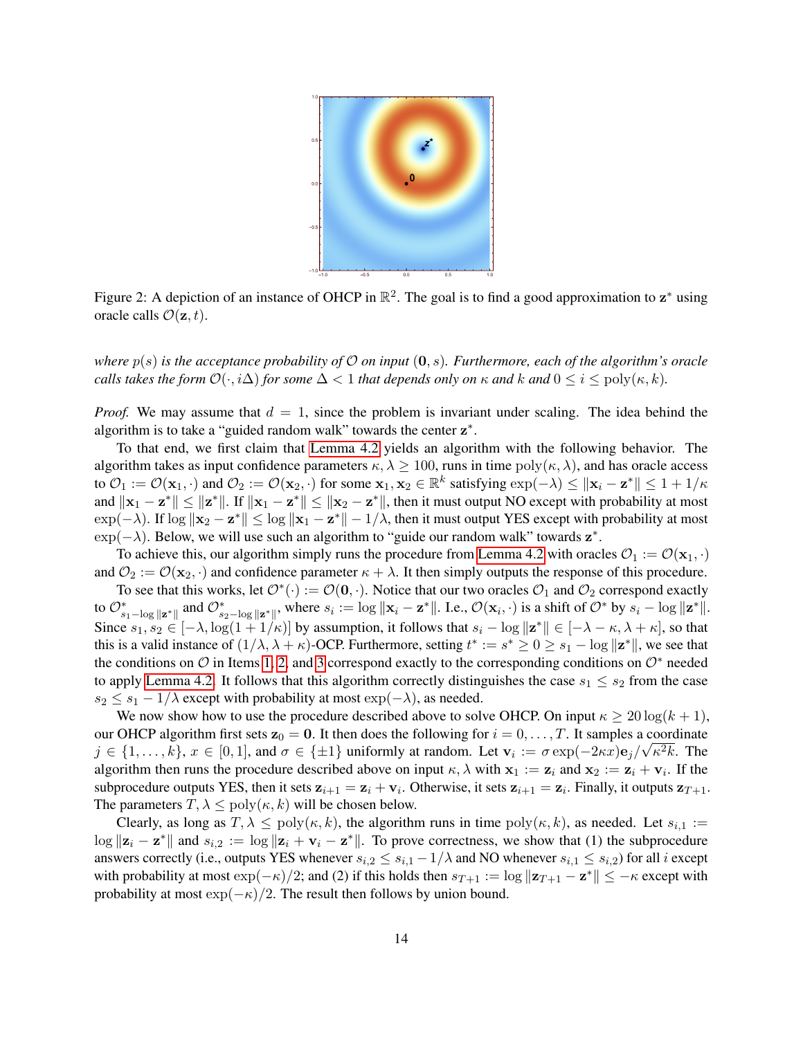1.0

0.5

0.0

−0.5

−1.0

−1.0 −0.5 0.0 0.5 1.0

$\mathbf{z}^*$

$\mathbf{0}$

Figure 2: A depiction of an instance of OHCP in $\mathbb{R}^2$. The goal is to find a good approximation to $\mathbf{z}^*$ using oracle calls $\mathcal{O}(\mathbf{z}, t)$.

*where $p(s)$ is the acceptance probability of $\mathcal{O}$ on input $(\mathbf{0}, s)$. Furthermore, each of the algorithm's oracle calls takes the form $\mathcal{O}(\cdot, i\Delta)$ for some $\Delta < 1$ that depends only on $\kappa$ and $k$ and $0 \le i \le \mathrm{poly}(\kappa, k)$.*

*Proof.* We may assume that $d = 1$, since the problem is invariant under scaling. The idea behind the algorithm is to take a "guided random walk" towards the center $\mathbf{z}^*$.

To that end, we first claim that Lemma 4.2 yields an algorithm with the following behavior. The algorithm takes as input confidence parameters $\kappa, \lambda \ge 100$, runs in time $\mathrm{poly}(\kappa, \lambda)$, and has oracle access to $\mathcal{O}_1 := \mathcal{O}(\mathbf{x}_1, \cdot)$ and $\mathcal{O}_2 := \mathcal{O}(\mathbf{x}_2, \cdot)$ for some $\mathbf{x}_1, \mathbf{x}_2 \in \mathbb{R}^k$ satisfying $\exp(-\lambda) \le \|\mathbf{x}_i - \mathbf{z}^*\| \le 1 + 1/\kappa$ and $\|\mathbf{x}_1 - \mathbf{z}^*\| \le \|\mathbf{z}^*\|$. If $\|\mathbf{x}_1 - \mathbf{z}^*\| \le \|\mathbf{x}_2 - \mathbf{z}^*\|$, then it must output NO except with probability at most $\exp(-\lambda)$. If $\log \|\mathbf{x}_2 - \mathbf{z}^*\| \le \log \|\mathbf{x}_1 - \mathbf{z}^*\| - 1/\lambda$, then it must output YES except with probability at most $\exp(-\lambda)$. Below, we will use such an algorithm to "guide our random walk" towards $\mathbf{z}^*$.

To achieve this, our algorithm simply runs the procedure from Lemma 4.2 with oracles $\mathcal{O}_1 := \mathcal{O}(\mathbf{x}_1, \cdot)$ and $\mathcal{O}_2 := \mathcal{O}(\mathbf{x}_2, \cdot)$ and confidence parameter $\kappa + \lambda$. It then simply outputs the response of this procedure.

To see that this works, let $\mathcal{O}^*(\cdot) := \mathcal{O}(\mathbf{0}, \cdot)$. Notice that our two oracles $\mathcal{O}_1$ and $\mathcal{O}_2$ correspond exactly to $\mathcal{O}^*_{s_1 - \log \|\mathbf{z}^*\|}$ and $\mathcal{O}^*_{s_2 - \log \|\mathbf{z}^*\|}$, where $s_i := \log \|\mathbf{x}_i - \mathbf{z}^*\|$. I.e., $\mathcal{O}(\mathbf{x}_i, \cdot)$ is a shift of $\mathcal{O}^*$ by $s_i - \log \|\mathbf{z}^*\|$. Since $s_1, s_2 \in [-\lambda, \log(1 + 1/\kappa)]$ by assumption, it follows that $s_i - \log \|\mathbf{z}^*\| \in [-\lambda - \kappa, \lambda + \kappa]$, so that this is a valid instance of $(1/\lambda, \lambda + \kappa)$-OCP. Furthermore, setting $t^* := s^* \ge 0 \ge s_1 - \log \|\mathbf{z}^*\|$, we see that the conditions on $\mathcal{O}$ in Items 1, 2, and 3 correspond exactly to the corresponding conditions on $\mathcal{O}^*$ needed to apply Lemma 4.2. It follows that this algorithm correctly distinguishes the case $s_1 \le s_2$ from the case $s_2 \le s_1 - 1/\lambda$ except with probability at most $\exp(-\lambda)$, as needed.

We now show how to use the procedure described above to solve OHCP. On input $\kappa \ge 20 \log(k + 1)$, our OHCP algorithm first sets $\mathbf{z}_0 = \mathbf{0}$. It then does the following for $i = 0, \ldots, T$. It samples a coordinate $j \in \{1, \ldots, k\}$, $x \in [0, 1]$, and $\sigma \in \{\pm 1\}$ uniformly at random. Let $\mathbf{v}_i := \sigma \exp(-2\kappa x)\mathbf{e}_j/\sqrt{\kappa^2 k}$. The algorithm then runs the procedure described above on input $\kappa, \lambda$ with $\mathbf{x}_1 := \mathbf{z}_i$ and $\mathbf{x}_2 := \mathbf{z}_i + \mathbf{v}_i$. If the subprocedure outputs YES, then it sets $\mathbf{z}_{i+1} = \mathbf{z}_i + \mathbf{v}_i$. Otherwise, it sets $\mathbf{z}_{i+1} = \mathbf{z}_i$. Finally, it outputs $\mathbf{z}_{T+1}$. The parameters $T, \lambda \le \mathrm{poly}(\kappa, k)$ will be chosen below.

Clearly, as long as $T, \lambda \le \mathrm{poly}(\kappa, k)$, the algorithm runs in time $\mathrm{poly}(\kappa, k)$, as needed. Let $s_{i,1} := \log \|\mathbf{z}_i - \mathbf{z}^*\|$ and $s_{i,2} := \log \|\mathbf{z}_i + \mathbf{v}_i - \mathbf{z}^*\|$. To prove correctness, we show that (1) the subprocedure answers correctly (i.e., outputs YES whenever $s_{i,2} \le s_{i,1} - 1/\lambda$ and NO whenever $s_{i,1} \le s_{i,2}$) for all $i$ except with probability at most $\exp(-\kappa)/2$; and (2) if this holds then $s_{T+1} := \log \|\mathbf{z}_{T+1} - \mathbf{z}^*\| \le -\kappa$ except with probability at most $\exp(-\kappa)/2$. The result then follows by union bound.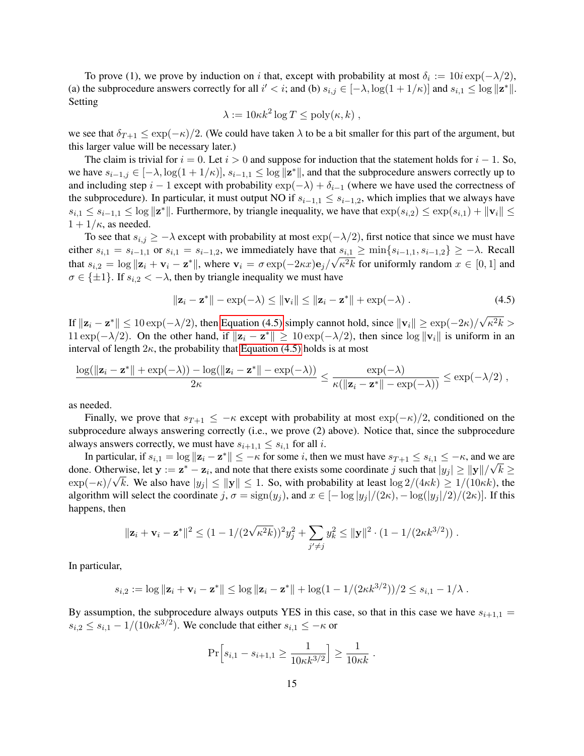To prove (1), we prove by induction on $i$ that, except with probability at most $\delta_i := 10i\exp(-\lambda/2)$, (a) the subprocedure answers correctly for all $i' < i$; and (b) $s_{i,j} \in [-\lambda, \log(1+1/\kappa)]$ and $s_{i,1} \le \log\|\mathbf{z}^*\|$. Setting

$$\lambda := 10\kappa k^2 \log T \le \mathrm{poly}(\kappa, k) ,$$

we see that $\delta_{T+1} \le \exp(-\kappa)/2$. (We could have taken $\lambda$ to be a bit smaller for this part of the argument, but this larger value will be necessary later.)

The claim is trivial for $i = 0$. Let $i > 0$ and suppose for induction that the statement holds for $i-1$. So, we have $s_{i-1,j} \in [-\lambda, \log(1+1/\kappa)]$, $s_{i-1,1} \le \log\|\mathbf{z}^*\|$, and that the subprocedure answers correctly up to and including step $i-1$ except with probability $\exp(-\lambda) + \delta_{i-1}$ (where we have used the correctness of the subprocedure). In particular, it must output NO if $s_{i-1,1} \le s_{i-1,2}$, which implies that we always have $s_{i,1} \le s_{i-1,1} \le \log\|\mathbf{z}^*\|$. Furthermore, by triangle inequality, we have that $\exp(s_{i,2}) \le \exp(s_{i,1}) + \|\mathbf{v}_i\| \le 1 + 1/\kappa$, as needed.

To see that $s_{i,j} \ge -\lambda$ except with probability at most $\exp(-\lambda/2)$, first notice that since we must have either $s_{i,1} = s_{i-1,1}$ or $s_{i,1} = s_{i-1,2}$, we immediately have that $s_{i,1} \ge \min\{s_{i-1,1}, s_{i-1,2}\} \ge -\lambda$. Recall that $s_{i,2} = \log\|\mathbf{z}_i + \mathbf{v}_i - \mathbf{z}^*\|$, where $\mathbf{v}_i = \sigma\exp(-2\kappa x)\mathbf{e}_j/\sqrt{\kappa^2 k}$ for uniformly random $x \in [0,1]$ and $\sigma \in \{\pm 1\}$. If $s_{i,2} < -\lambda$, then by triangle inequality we must have

$$\|\mathbf{z}_i - \mathbf{z}^*\| - \exp(-\lambda) \le \|\mathbf{v}_i\| \le \|\mathbf{z}_i - \mathbf{z}^*\| + \exp(-\lambda) . \tag{4.5}$$

If $\|\mathbf{z}_i - \mathbf{z}^*\| \le 10\exp(-\lambda/2)$, then Equation (4.5) simply cannot hold, since $\|\mathbf{v}_i\| \ge \exp(-2\kappa)/\sqrt{\kappa^2 k} > 11\exp(-\lambda/2)$. On the other hand, if $\|\mathbf{z}_i - \mathbf{z}^*\| \ge 10\exp(-\lambda/2)$, then since $\log\|\mathbf{v}_i\|$ is uniform in an interval of length $2\kappa$, the probability that Equation (4.5) holds is at most

$$\frac{\log(\|\mathbf{z}_i - \mathbf{z}^*\| + \exp(-\lambda)) - \log(\|\mathbf{z}_i - \mathbf{z}^*\| - \exp(-\lambda))}{2\kappa} \le \frac{\exp(-\lambda)}{\kappa(\|\mathbf{z}_i - \mathbf{z}^*\| - \exp(-\lambda))} \le \exp(-\lambda/2) ,$$

as needed.

Finally, we prove that $s_{T+1} \le -\kappa$ except with probability at most $\exp(-\kappa)/2$, conditioned on the subprocedure always answering correctly (i.e., we prove (2) above). Notice that, since the subprocedure always answers correctly, we must have $s_{i+1,1} \le s_{i,1}$ for all $i$.

In particular, if $s_{i,1} = \log\|\mathbf{z}_i - \mathbf{z}^*\| \le -\kappa$ for some $i$, then we must have $s_{T+1} \le s_{i,1} \le -\kappa$, and we are done. Otherwise, let $\mathbf{y} := \mathbf{z}^* - \mathbf{z}_i$, and note that there exists some coordinate $j$ such that $|y_j| \ge \|\mathbf{y}\|/\sqrt{k} \ge \exp(-\kappa)/\sqrt{k}$. We also have $|y_j| \le \|\mathbf{y}\| \le 1$. So, with probability at least $\log 2/(4\kappa k) \ge 1/(10\kappa k)$, the algorithm will select the coordinate $j$, $\sigma = \mathrm{sign}(y_j)$, and $x \in [-\log|y_j|/(2\kappa), -\log(|y_j|/2)/(2\kappa)]$. If this happens, then

$$\|\mathbf{z}_i + \mathbf{v}_i - \mathbf{z}^*\|^2 \le (1 - 1/(2\sqrt{\kappa^2 k}))^2 y_j^2 + \sum_{j' \ne j} y_k^2 \le \|\mathbf{y}\|^2 \cdot (1 - 1/(2\kappa k^{3/2})) .$$

In particular,

$$s_{i,2} := \log\|\mathbf{z}_i + \mathbf{v}_i - \mathbf{z}^*\| \le \log\|\mathbf{z}_i - \mathbf{z}^*\| + \log(1 - 1/(2\kappa k^{3/2}))/2 \le s_{i,1} - 1/\lambda .$$

By assumption, the subprocedure always outputs YES in this case, so that in this case we have $s_{i+1,1} = s_{i,2} \le s_{i,1} - 1/(10\kappa k^{3/2})$. We conclude that either $s_{i,1} \le -\kappa$ or

$$\Pr\Big[s_{i,1} - s_{i+1,1} \ge \frac{1}{10\kappa k^{3/2}}\Big] \ge \frac{1}{10\kappa k} .$$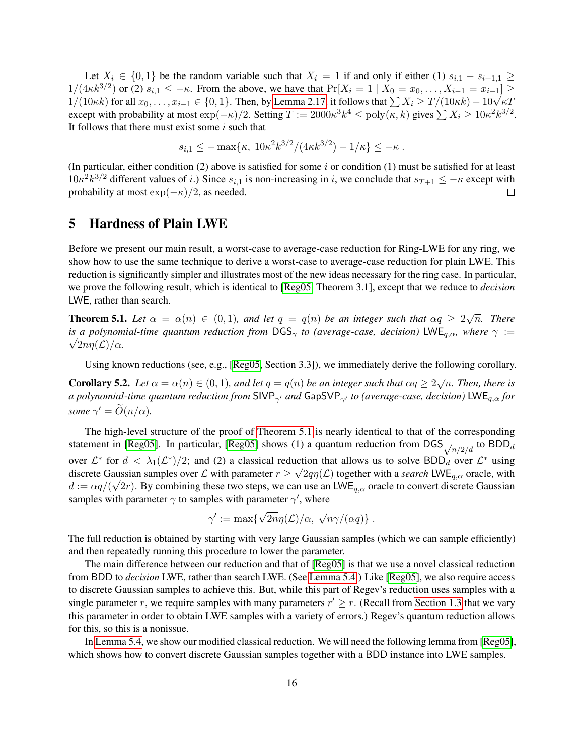Let $X_i \in \{0,1\}$ be the random variable such that $X_i = 1$ if and only if either (1) $s_{i,1} - s_{i+1,1} \geq 1/(4\kappa k^{3/2})$ or (2) $s_{i,1} \leq -\kappa$. From the above, we have that $\Pr[X_i = 1 \mid X_0 = x_0, \ldots, X_{i-1} = x_{i-1}] \geq 1/(10\kappa k)$ for all $x_0, \ldots, x_{i-1} \in \{0,1\}$. Then, by Lemma 2.17, it follows that $\sum X_i \geq T/(10\kappa k) - 10\sqrt{\kappa T}$ except with probability at most $\exp(-\kappa)/2$. Setting $T := 2000\kappa^3 k^4 \leq \mathrm{poly}(\kappa, k)$ gives $\sum X_i \geq 10\kappa^2 k^{3/2}$. It follows that there must exist some $i$ such that

$$s_{i,1} \leq -\max\{\kappa,\ 10\kappa^2 k^{3/2}/(4\kappa k^{3/2}) - 1/\kappa\} \leq -\kappa \ .$$

(In particular, either condition (2) above is satisfied for some $i$ or condition (1) must be satisfied for at least $10\kappa^2 k^{3/2}$ different values of $i$.) Since $s_{i,1}$ is non-increasing in $i$, we conclude that $s_{T+1} \leq -\kappa$ except with probability at most $\exp(-\kappa)/2$, as needed. ◻

# 5 Hardness of Plain LWE

Before we present our main result, a worst-case to average-case reduction for Ring-LWE for any ring, we show how to use the same technique to derive a worst-case to average-case reduction for plain LWE. This reduction is significantly simpler and illustrates most of the new ideas necessary for the ring case. In particular, we prove the following result, which is identical to [Reg05, Theorem 3.1], except that we reduce to *decision* LWE, rather than search.

**Theorem 5.1.** *Let $\alpha = \alpha(n) \in (0,1)$, and let $q = q(n)$ be an integer such that $\alpha q \geq 2\sqrt{n}$. There is a polynomial-time quantum reduction from $\mathsf{DGS}_\gamma$ to (average-case, decision) $\mathsf{LWE}_{q,\alpha}$, where $\gamma := \sqrt{2n}\eta(\mathcal{L})/\alpha$.*

Using known reductions (see, e.g., [Reg05, Section 3.3]), we immediately derive the following corollary.

**Corollary 5.2.** *Let $\alpha = \alpha(n) \in (0,1)$, and let $q = q(n)$ be an integer such that $\alpha q \geq 2\sqrt{n}$. Then, there is a polynomial-time quantum reduction from $\mathsf{SIVP}_{\gamma'}$ and $\mathsf{GapSVP}_{\gamma'}$ to (average-case, decision) $\mathsf{LWE}_{q,\alpha}$ for some $\gamma' = \widetilde{O}(n/\alpha)$.*

The high-level structure of the proof of Theorem 5.1 is nearly identical to that of the corresponding statement in [Reg05]. In particular, [Reg05] shows (1) a quantum reduction from $\mathsf{DGS}_{\sqrt{n/2}/d}$ to $\mathsf{BDD}_d$ over $\mathcal{L}^*$ for $d < \lambda_1(\mathcal{L}^*)/2$; and (2) a classical reduction that allows us to solve $\mathsf{BDD}_d$ over $\mathcal{L}^*$ using discrete Gaussian samples over $\mathcal{L}$ with parameter $r \geq \sqrt{2}q\eta(\mathcal{L})$ together with a *search* $\mathsf{LWE}_{q,\alpha}$ oracle, with $d := \alpha q/(\sqrt{2}r)$. By combining these two steps, we can use an $\mathsf{LWE}_{q,\alpha}$ oracle to convert discrete Gaussian samples with parameter $\gamma$ to samples with parameter $\gamma'$, where

$$\gamma' := \max\{\sqrt{2n}\eta(\mathcal{L})/\alpha,\ \sqrt{n}\gamma/(\alpha q)\} \ .$$

The full reduction is obtained by starting with very large Gaussian samples (which we can sample efficiently) and then repeatedly running this procedure to lower the parameter.

The main difference between our reduction and that of [Reg05] is that we use a novel classical reduction from BDD to *decision* LWE, rather than search LWE. (See Lemma 5.4.) Like [Reg05], we also require access to discrete Gaussian samples to achieve this. But, while this part of Regev's reduction uses samples with a single parameter $r$, we require samples with many parameters $r' \geq r$. (Recall from Section 1.3 that we vary this parameter in order to obtain LWE samples with a variety of errors.) Regev's quantum reduction allows for this, so this is a nonissue.

In Lemma 5.4, we show our modified classical reduction. We will need the following lemma from [Reg05], which shows how to convert discrete Gaussian samples together with a BDD instance into LWE samples.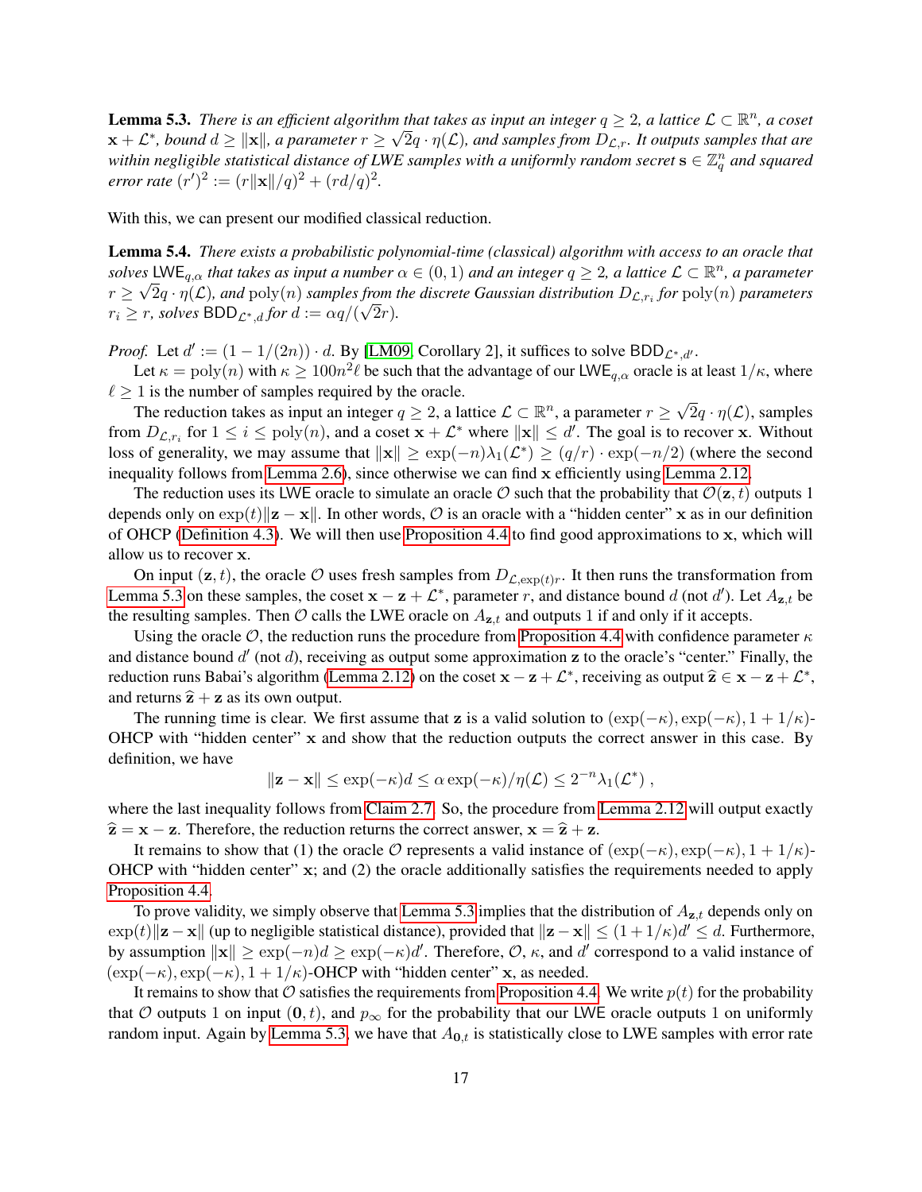**Lemma 5.3.** *There is an efficient algorithm that takes as input an integer $q \geq 2$, a lattice $\mathcal{L} \subset \mathbb{R}^n$, a coset $\mathbf{x} + \mathcal{L}^*$, bound $d \geq \|\mathbf{x}\|$, a parameter $r \geq \sqrt{2}q \cdot \eta(\mathcal{L})$, and samples from $D_{\mathcal{L},r}$. It outputs samples that are within negligible statistical distance of LWE samples with a uniformly random secret $\mathbf{s} \in \mathbb{Z}_q^n$ and squared error rate $(r')^2 := (r\|\mathbf{x}\|/q)^2 + (rd/q)^2$.*

With this, we can present our modified classical reduction.

**Lemma 5.4.** *There exists a probabilistic polynomial-time (classical) algorithm with access to an oracle that solves $\mathsf{LWE}_{q,\alpha}$ that takes as input a number $\alpha \in (0,1)$ and an integer $q \geq 2$, a lattice $\mathcal{L} \subset \mathbb{R}^n$, a parameter $r \geq \sqrt{2}q \cdot \eta(\mathcal{L})$, and $\mathrm{poly}(n)$ samples from the discrete Gaussian distribution $D_{\mathcal{L},r_i}$ for $\mathrm{poly}(n)$ parameters $r_i \geq r$, solves $\mathsf{BDD}_{\mathcal{L}^*,d}$ for $d := \alpha q/(\sqrt{2}r)$.*

*Proof.* Let $d' := (1 - 1/(2n)) \cdot d$. By [LM09, Corollary 2], it suffices to solve $\mathsf{BDD}_{\mathcal{L}^*,d'}$.

Let $\kappa = \mathrm{poly}(n)$ with $\kappa \geq 100n^2\ell$ be such that the advantage of our $\mathsf{LWE}_{q,\alpha}$ oracle is at least $1/\kappa$, where $\ell \geq 1$ is the number of samples required by the oracle.

The reduction takes as input an integer $q \geq 2$, a lattice $\mathcal{L} \subset \mathbb{R}^n$, a parameter $r \geq \sqrt{2}q \cdot \eta(\mathcal{L})$, samples from $D_{\mathcal{L},r_i}$ for $1 \leq i \leq \mathrm{poly}(n)$, and a coset $\mathbf{x} + \mathcal{L}^*$ where $\|\mathbf{x}\| \leq d'$. The goal is to recover $\mathbf{x}$. Without loss of generality, we may assume that $\|\mathbf{x}\| \geq \exp(-n)\lambda_1(\mathcal{L}^*) \geq (q/r) \cdot \exp(-n/2)$ (where the second inequality follows from Lemma 2.6), since otherwise we can find $\mathbf{x}$ efficiently using Lemma 2.12.

The reduction uses its LWE oracle to simulate an oracle $\mathcal{O}$ such that the probability that $\mathcal{O}(\mathbf{z}, t)$ outputs 1 depends only on $\exp(t)\|\mathbf{z} - \mathbf{x}\|$. In other words, $\mathcal{O}$ is an oracle with a "hidden center" $\mathbf{x}$ as in our definition of OHCP (Definition 4.3). We will then use Proposition 4.4 to find good approximations to $\mathbf{x}$, which will allow us to recover $\mathbf{x}$.

On input $(\mathbf{z}, t)$, the oracle $\mathcal{O}$ uses fresh samples from $D_{\mathcal{L},\exp(t)r}$. It then runs the transformation from Lemma 5.3 on these samples, the coset $\mathbf{x} - \mathbf{z} + \mathcal{L}^*$, parameter $r$, and distance bound $d$ (not $d'$). Let $A_{\mathbf{z},t}$ be the resulting samples. Then $\mathcal{O}$ calls the LWE oracle on $A_{\mathbf{z},t}$ and outputs 1 if and only if it accepts.

Using the oracle $\mathcal{O}$, the reduction runs the procedure from Proposition 4.4 with confidence parameter $\kappa$ and distance bound $d'$ (not $d$), receiving as output some approximation $\mathbf{z}$ to the oracle's "center." Finally, the reduction runs Babai's algorithm (Lemma 2.12) on the coset $\mathbf{x} - \mathbf{z} + \mathcal{L}^*$, receiving as output $\widehat{\mathbf{z}} \in \mathbf{x} - \mathbf{z} + \mathcal{L}^*$, and returns $\widehat{\mathbf{z}} + \mathbf{z}$ as its own output.

The running time is clear. We first assume that $\mathbf{z}$ is a valid solution to $(\exp(-\kappa), \exp(-\kappa), 1 + 1/\kappa)$-OHCP with "hidden center" $\mathbf{x}$ and show that the reduction outputs the correct answer in this case. By definition, we have

$$\|\mathbf{z} - \mathbf{x}\| \leq \exp(-\kappa)d \leq \alpha \exp(-\kappa)/\eta(\mathcal{L}) \leq 2^{-n}\lambda_1(\mathcal{L}^*) ,$$

where the last inequality follows from Claim 2.7. So, the procedure from Lemma 2.12 will output exactly $\widehat{\mathbf{z}} = \mathbf{x} - \mathbf{z}$. Therefore, the reduction returns the correct answer, $\mathbf{x} = \widehat{\mathbf{z}} + \mathbf{z}$.

It remains to show that (1) the oracle $\mathcal{O}$ represents a valid instance of $(\exp(-\kappa), \exp(-\kappa), 1 + 1/\kappa)$-OHCP with "hidden center" $\mathbf{x}$; and (2) the oracle additionally satisfies the requirements needed to apply Proposition 4.4.

To prove validity, we simply observe that Lemma 5.3 implies that the distribution of $A_{\mathbf{z},t}$ depends only on $\exp(t)\|\mathbf{z} - \mathbf{x}\|$ (up to negligible statistical distance), provided that $\|\mathbf{z} - \mathbf{x}\| \leq (1 + 1/\kappa)d' \leq d$. Furthermore, by assumption $\|\mathbf{x}\| \geq \exp(-n)d \geq \exp(-\kappa)d'$. Therefore, $\mathcal{O}$, $\kappa$, and $d'$ correspond to a valid instance of $(\exp(-\kappa), \exp(-\kappa), 1 + 1/\kappa)$-OHCP with "hidden center" $\mathbf{x}$, as needed.

It remains to show that $\mathcal{O}$ satisfies the requirements from Proposition 4.4. We write $p(t)$ for the probability that $\mathcal{O}$ outputs 1 on input $(\mathbf{0}, t)$, and $p_\infty$ for the probability that our LWE oracle outputs 1 on uniformly random input. Again by Lemma 5.3, we have that $A_{\mathbf{0},t}$ is statistically close to LWE samples with error rate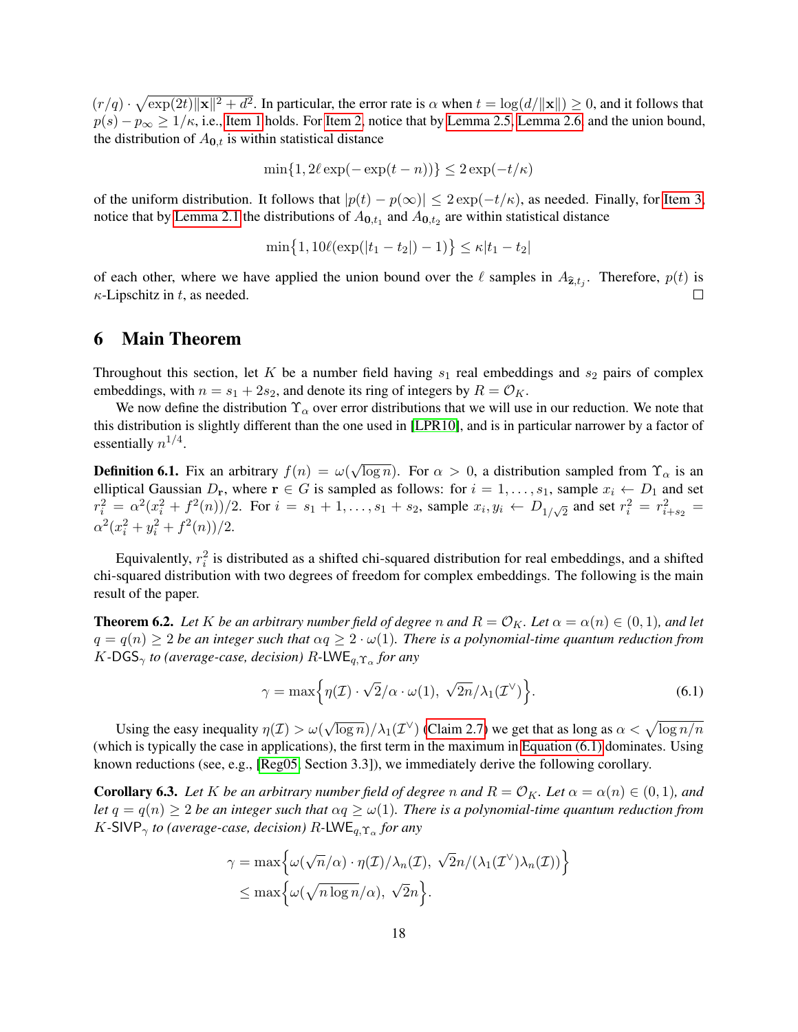$(r/q) \cdot \sqrt{\exp(2t)\|\mathbf{x}\|^2 + d^2}$. In particular, the error rate is $\alpha$ when $t = \log(d/\|\mathbf{x}\|) \geq 0$, and it follows that $p(s) - p_\infty \geq 1/\kappa$, i.e., Item 1 holds. For Item 2, notice that by Lemma 2.5, Lemma 2.6, and the union bound, the distribution of $A_{\mathbf{0},t}$ is within statistical distance

$$\min\{1, 2\ell \exp(-\exp(t-n))\} \leq 2\exp(-t/\kappa)$$

of the uniform distribution. It follows that $|p(t) - p(\infty)| \leq 2\exp(-t/\kappa)$, as needed. Finally, for Item 3, notice that by Lemma 2.1 the distributions of $A_{\mathbf{0},t_1}$ and $A_{\mathbf{0},t_2}$ are within statistical distance

$$\min\{1, 10\ell(\exp(|t_1 - t_2|) - 1)\} \leq \kappa |t_1 - t_2|$$

of each other, where we have applied the union bound over the $\ell$ samples in $A_{\widehat{\mathbf{z}},t_j}$. Therefore, $p(t)$ is $\kappa$-Lipschitz in $t$, as needed. □

# 6 Main Theorem

Throughout this section, let $K$ be a number field having $s_1$ real embeddings and $s_2$ pairs of complex embeddings, with $n = s_1 + 2s_2$, and denote its ring of integers by $R = \mathcal{O}_K$.

We now define the distribution $\Upsilon_\alpha$ over error distributions that we will use in our reduction. We note that this distribution is slightly different than the one used in [LPR10], and is in particular narrower by a factor of essentially $n^{1/4}$.

**Definition 6.1.** Fix an arbitrary $f(n) = \omega(\sqrt{\log n})$. For $\alpha > 0$, a distribution sampled from $\Upsilon_\alpha$ is an elliptical Gaussian $D_{\mathbf{r}}$, where $\mathbf{r} \in G$ is sampled as follows: for $i = 1, \ldots, s_1$, sample $x_i \leftarrow D_1$ and set $r_i^2 = \alpha^2(x_i^2 + f^2(n))/2$. For $i = s_1 + 1, \ldots, s_1 + s_2$, sample $x_i, y_i \leftarrow D_{1/\sqrt{2}}$ and set $r_i^2 = r_{i+s_2}^2 = \alpha^2(x_i^2 + y_i^2 + f^2(n))/2$.

Equivalently, $r_i^2$ is distributed as a shifted chi-squared distribution for real embeddings, and a shifted chi-squared distribution with two degrees of freedom for complex embeddings. The following is the main result of the paper.

**Theorem 6.2.** *Let $K$ be an arbitrary number field of degree $n$ and $R = \mathcal{O}_K$. Let $\alpha = \alpha(n) \in (0,1)$, and let $q = q(n) \geq 2$ be an integer such that $\alpha q \geq 2 \cdot \omega(1)$. There is a polynomial-time quantum reduction from $K$-$\mathsf{DGS}_\gamma$ to (average-case, decision) $R$-$\mathsf{LWE}_{q,\Upsilon_\alpha}$ for any*

$$\gamma = \max\Big\{\eta(\mathcal{I}) \cdot \sqrt{2}/\alpha \cdot \omega(1),\ \sqrt{2n}/\lambda_1(\mathcal{I}^\vee)\Big\}. \tag{6.1}$$

Using the easy inequality $\eta(\mathcal{I}) > \omega(\sqrt{\log n})/\lambda_1(\mathcal{I}^\vee)$ (Claim 2.7) we get that as long as $\alpha < \sqrt{\log n/n}$ (which is typically the case in applications), the first term in the maximum in Equation (6.1) dominates. Using known reductions (see, e.g., [Reg05, Section 3.3]), we immediately derive the following corollary.

**Corollary 6.3.** *Let $K$ be an arbitrary number field of degree $n$ and $R = \mathcal{O}_K$. Let $\alpha = \alpha(n) \in (0,1)$, and let $q = q(n) \geq 2$ be an integer such that $\alpha q \geq \omega(1)$. There is a polynomial-time quantum reduction from $K$-$\mathsf{SIVP}_\gamma$ to (average-case, decision) $R$-$\mathsf{LWE}_{q,\Upsilon_\alpha}$ for any*

$$\begin{aligned}
\gamma &= \max\Big\{\omega(\sqrt{n}/\alpha) \cdot \eta(\mathcal{I})/\lambda_n(\mathcal{I}),\ \sqrt{2}n/(\lambda_1(\mathcal{I}^\vee)\lambda_n(\mathcal{I}))\Big\} \\
&\leq \max\Big\{\omega(\sqrt{n \log n}/\alpha),\ \sqrt{2}n\Big\}.
\end{aligned}$$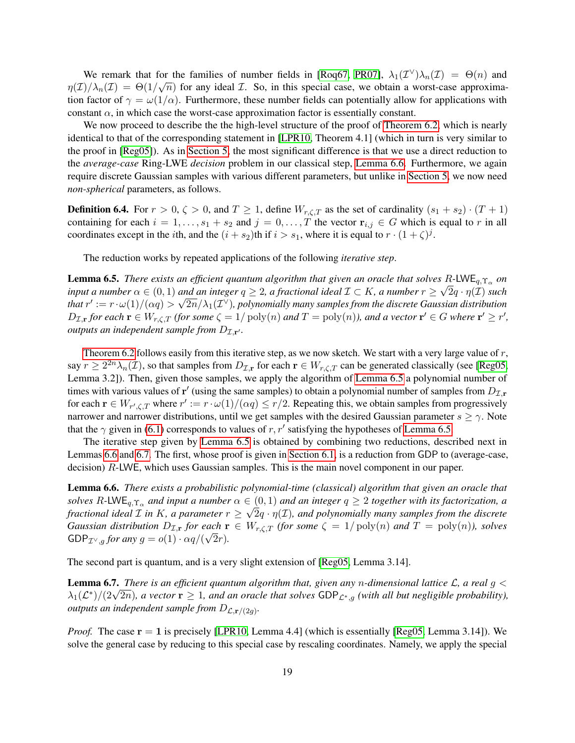We remark that for the families of number fields in [Roq67, PR07], $\lambda_1(\mathcal{I}^\vee)\lambda_n(\mathcal{I}) = \Theta(n)$ and $\eta(\mathcal{I})/\lambda_n(\mathcal{I}) = \Theta(1/\sqrt{n})$ for any ideal $\mathcal{I}$. So, in this special case, we obtain a worst-case approximation factor of $\gamma = \omega(1/\alpha)$. Furthermore, these number fields can potentially allow for applications with constant $\alpha$, in which case the worst-case approximation factor is essentially constant.

We now proceed to describe the the high-level structure of the proof of Theorem 6.2, which is nearly identical to that of the corresponding statement in [LPR10, Theorem 4.1] (which in turn is very similar to the proof in [Reg05]). As in Section 5, the most significant difference is that we use a direct reduction to the *average-case* Ring-LWE *decision* problem in our classical step, Lemma 6.6. Furthermore, we again require discrete Gaussian samples with various different parameters, but unlike in Section 5, we now need *non-spherical* parameters, as follows.

**Definition 6.4.** For $r > 0$, $\zeta > 0$, and $T \geq 1$, define $W_{r,\zeta,T}$ as the set of cardinality $(s_1 + s_2) \cdot (T + 1)$ containing for each $i = 1, \ldots, s_1 + s_2$ and $j = 0, \ldots, T$ the vector $\mathbf{r}_{i,j} \in G$ which is equal to $r$ in all coordinates except in the $i$th, and the $(i + s_2)$th if $i > s_1$, where it is equal to $r \cdot (1 + \zeta)^j$.

The reduction works by repeated applications of the following *iterative step*.

**Lemma 6.5.** *There exists an efficient quantum algorithm that given an oracle that solves $R$-$\mathsf{LWE}_{q,\Upsilon_\alpha}$ on input a number $\alpha \in (0, 1)$ and an integer $q \geq 2$, a fractional ideal $\mathcal{I} \subset K$, a number $r \geq \sqrt{2}q \cdot \eta(\mathcal{I})$ such that $r' := r \cdot \omega(1)/(\alpha q) > \sqrt{2n}/\lambda_1(\mathcal{I}^\vee)$, polynomially many samples from the discrete Gaussian distribution $D_{\mathcal{I},\mathbf{r}}$ for each $\mathbf{r} \in W_{r,\zeta,T}$ (for some $\zeta = 1/\operatorname{poly}(n)$ and $T = \operatorname{poly}(n)$), and a vector $\mathbf{r}' \in G$ where $\mathbf{r}' \geq r'$, outputs an independent sample from $D_{\mathcal{I},\mathbf{r}'}$.*

Theorem 6.2 follows easily from this iterative step, as we now sketch. We start with a very large value of $r$, say $r \geq 2^{2n}\lambda_n(\mathcal{I})$, so that samples from $D_{\mathcal{I},\mathbf{r}}$ for each $\mathbf{r} \in W_{r,\zeta,T}$ can be generated classically (see [Reg05, Lemma 3.2]). Then, given those samples, we apply the algorithm of Lemma 6.5 a polynomial number of times with various values of $\mathbf{r}'$ (using the same samples) to obtain a polynomial number of samples from $D_{\mathcal{I},\mathbf{r}}$ for each $\mathbf{r} \in W_{r',\zeta,T}$ where $r' := r \cdot \omega(1)/(\alpha q) \leq r/2$. Repeating this, we obtain samples from progressively narrower and narrower distributions, until we get samples with the desired Gaussian parameter $s \geq \gamma$. Note that the $\gamma$ given in (6.1) corresponds to values of $r, r'$ satisfying the hypotheses of Lemma 6.5.

The iterative step given by Lemma 6.5 is obtained by combining two reductions, described next in Lemmas 6.6 and 6.7. The first, whose proof is given in Section 6.1, is a reduction from $\mathsf{GDP}$ to (average-case, decision) $R$-$\mathsf{LWE}$, which uses Gaussian samples. This is the main novel component in our paper.

**Lemma 6.6.** *There exists a probabilistic polynomial-time (classical) algorithm that given an oracle that solves $R$-$\mathsf{LWE}_{q,\Upsilon_\alpha}$ and input a number $\alpha \in (0, 1)$ and an integer $q \geq 2$ together with its factorization, a fractional ideal $\mathcal{I}$ in $K$, a parameter $r \geq \sqrt{2}q \cdot \eta(\mathcal{I})$, and polynomially many samples from the discrete Gaussian distribution $D_{\mathcal{I},\mathbf{r}}$ for each $\mathbf{r} \in W_{r,\zeta,T}$ (for some $\zeta = 1/\operatorname{poly}(n)$ and $T = \operatorname{poly}(n)$), solves $\mathsf{GDP}_{\mathcal{I}^\vee,g}$ for any $g = o(1) \cdot \alpha q/(\sqrt{2}r)$.*

The second part is quantum, and is a very slight extension of [Reg05, Lemma 3.14].

**Lemma 6.7.** *There is an efficient quantum algorithm that, given any $n$-dimensional lattice $\mathcal{L}$, a real $g < \lambda_1(\mathcal{L}^*)/(2\sqrt{2n})$, a vector $\mathbf{r} \geq 1$, and an oracle that solves $\mathsf{GDP}_{\mathcal{L}^*,g}$ (with all but negligible probability), outputs an independent sample from $D_{\mathcal{L},\mathbf{r}/(2g)}$.*

*Proof.* The case $\mathbf{r} = \mathbf{1}$ is precisely [LPR10, Lemma 4.4] (which is essentially [Reg05, Lemma 3.14]). We solve the general case by reducing to this special case by rescaling coordinates. Namely, we apply the special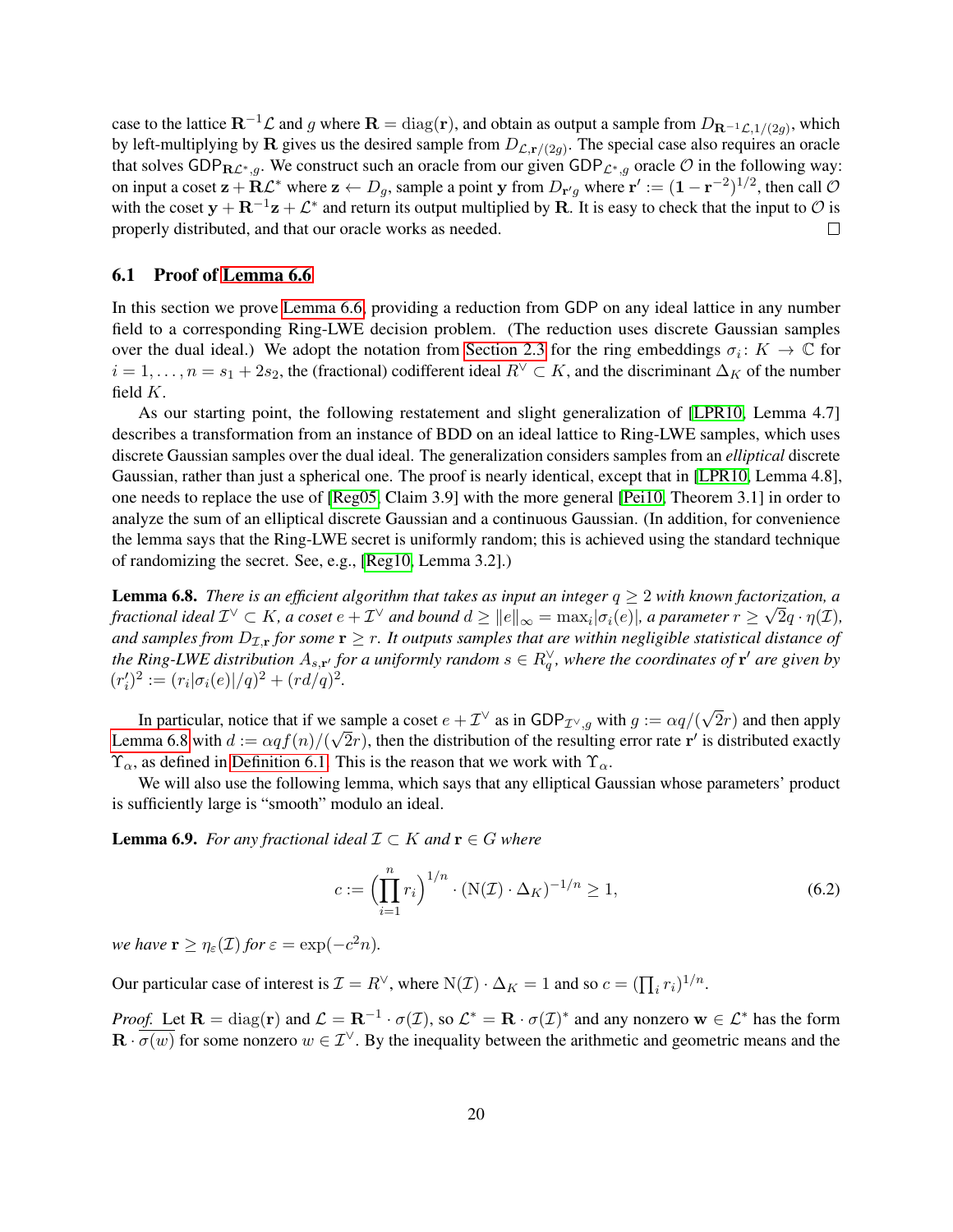case to the lattice $\mathbf{R}^{-1}\mathcal{L}$ and $g$ where $\mathbf{R} = \operatorname{diag}(\mathbf{r})$, and obtain as output a sample from $D_{\mathbf{R}^{-1}\mathcal{L},1/(2g)}$, which by left-multiplying by $\mathbf{R}$ gives us the desired sample from $D_{\mathcal{L},\mathbf{r}/(2g)}$. The special case also requires an oracle that solves $\mathsf{GDP}_{\mathbf{R}\mathcal{L}^*,g}$. We construct such an oracle from our given $\mathsf{GDP}_{\mathcal{L}^*,g}$ oracle $\mathcal{O}$ in the following way: on input a coset $\mathbf{z} + \mathbf{R}\mathcal{L}^*$ where $\mathbf{z} \leftarrow D_g$, sample a point $\mathbf{y}$ from $D_{\mathbf{r}'g}$ where $\mathbf{r}' := (\mathbf{1} - \mathbf{r}^{-2})^{1/2}$, then call $\mathcal{O}$ with the coset $\mathbf{y} + \mathbf{R}^{-1}\mathbf{z} + \mathcal{L}^*$ and return its output multiplied by $\mathbf{R}$. It is easy to check that the input to $\mathcal{O}$ is properly distributed, and that our oracle works as needed. $\square$

### 6.1 Proof of Lemma 6.6

In this section we prove Lemma 6.6, providing a reduction from GDP on any ideal lattice in any number field to a corresponding Ring-LWE decision problem. (The reduction uses discrete Gaussian samples over the dual ideal.) We adopt the notation from Section 2.3 for the ring embeddings $\sigma_i \colon K \to \mathbb{C}$ for $i = 1, \ldots, n = s_1 + 2s_2$, the (fractional) codifferent ideal $R^\vee \subset K$, and the discriminant $\Delta_K$ of the number field $K$.

As our starting point, the following restatement and slight generalization of [LPR10, Lemma 4.7] describes a transformation from an instance of BDD on an ideal lattice to Ring-LWE samples, which uses discrete Gaussian samples over the dual ideal. The generalization considers samples from an *elliptical* discrete Gaussian, rather than just a spherical one. The proof is nearly identical, except that in [LPR10, Lemma 4.8], one needs to replace the use of [Reg05, Claim 3.9] with the more general [Pei10, Theorem 3.1] in order to analyze the sum of an elliptical discrete Gaussian and a continuous Gaussian. (In addition, for convenience the lemma says that the Ring-LWE secret is uniformly random; this is achieved using the standard technique of randomizing the secret. See, e.g., [Reg10, Lemma 3.2].)

**Lemma 6.8.** *There is an efficient algorithm that takes as input an integer $q \geq 2$ with known factorization, a fractional ideal $\mathcal{I}^\vee \subset K$, a coset $e + \mathcal{I}^\vee$ and bound $d \geq \|e\|_\infty = \max_i |\sigma_i(e)|$, a parameter $r \geq \sqrt{2}q \cdot \eta(\mathcal{I})$, and samples from $D_{\mathcal{I},\mathbf{r}}$ for some $\mathbf{r} \geq r$. It outputs samples that are within negligible statistical distance of the Ring-LWE distribution $A_{s,\mathbf{r}'}$ for a uniformly random $s \in R_q^\vee$, where the coordinates of $\mathbf{r}'$ are given by $(r_i')^2 := (r_i|\sigma_i(e)|/q)^2 + (rd/q)^2$.*

In particular, notice that if we sample a coset $e + \mathcal{I}^\vee$ as in $\mathsf{GDP}_{\mathcal{I}^\vee,g}$ with $g := \alpha q/(\sqrt{2}r)$ and then apply Lemma 6.8 with $d := \alpha q f(n)/(\sqrt{2}r)$, then the distribution of the resulting error rate $\mathbf{r}'$ is distributed exactly $\Upsilon_\alpha$, as defined in Definition 6.1. This is the reason that we work with $\Upsilon_\alpha$.

We will also use the following lemma, which says that any elliptical Gaussian whose parameters' product is sufficiently large is "smooth" modulo an ideal.

**Lemma 6.9.** *For any fractional ideal $\mathcal{I} \subset K$ and $\mathbf{r} \in G$ where*

$$c := \Big(\prod_{i=1}^{n} r_i\Big)^{1/n} \cdot (\mathrm{N}(\mathcal{I}) \cdot \Delta_K)^{-1/n} \geq 1, \tag{6.2}$$

*we have $\mathbf{r} \geq \eta_\varepsilon(\mathcal{I})$ for $\varepsilon = \exp(-c^2 n)$.*

Our particular case of interest is $\mathcal{I} = R^\vee$, where $\mathrm{N}(\mathcal{I}) \cdot \Delta_K = 1$ and so $c = (\prod_i r_i)^{1/n}$.

*Proof.* Let $\mathbf{R} = \operatorname{diag}(\mathbf{r})$ and $\mathcal{L} = \mathbf{R}^{-1} \cdot \sigma(\mathcal{I})$, so $\mathcal{L}^* = \mathbf{R} \cdot \sigma(\mathcal{I})^*$ and any nonzero $\mathbf{w} \in \mathcal{L}^*$ has the form $\mathbf{R} \cdot \overline{\sigma(w)}$ for some nonzero $w \in \mathcal{I}^\vee$. By the inequality between the arithmetic and geometric means and the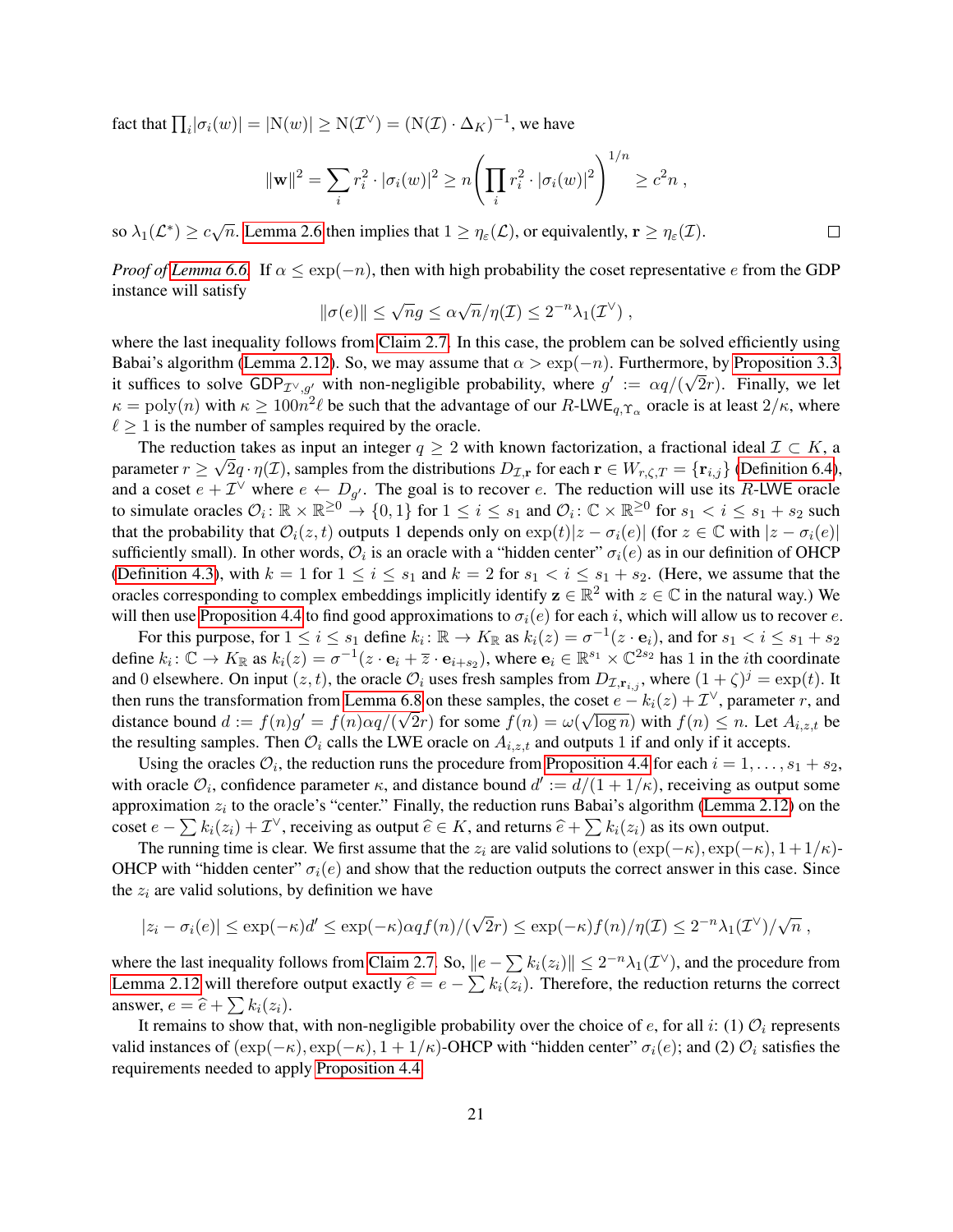fact that $\prod_i |\sigma_i(w)| = |\mathrm{N}(w)| \geq \mathrm{N}(\mathcal{I}^\vee) = (\mathrm{N}(\mathcal{I}) \cdot \Delta_K)^{-1}$, we have

$$\|\mathbf{w}\|^2 = \sum_i r_i^2 \cdot |\sigma_i(w)|^2 \geq n \left( \prod_i r_i^2 \cdot |\sigma_i(w)|^2 \right)^{1/n} \geq c^2 n ,$$

so $\lambda_1(\mathcal{L}^*) \geq c\sqrt{n}$. Lemma 2.6 then implies that $1 \geq \eta_\varepsilon(\mathcal{L})$, or equivalently, $\mathbf{r} \geq \eta_\varepsilon(\mathcal{I})$. □

*Proof of Lemma 6.6.* If $\alpha \leq \exp(-n)$, then with high probability the coset representative $e$ from the GDP instance will satisfy

$$\|\sigma(e)\| \leq \sqrt{n} g \leq \alpha\sqrt{n}/\eta(\mathcal{I}) \leq 2^{-n}\lambda_1(\mathcal{I}^\vee) ,$$

where the last inequality follows from Claim 2.7. In this case, the problem can be solved efficiently using Babai's algorithm (Lemma 2.12). So, we may assume that $\alpha > \exp(-n)$. Furthermore, by Proposition 3.3, it suffices to solve $\mathsf{GDP}_{\mathcal{I}^\vee, g'}$ with non-negligible probability, where $g' := \alpha q/(\sqrt{2}r)$. Finally, we let $\kappa = \mathrm{poly}(n)$ with $\kappa \geq 100n^2\ell$ be such that the advantage of our $R$-$\mathsf{LWE}_{q,\Upsilon_\alpha}$ oracle is at least $2/\kappa$, where $\ell \geq 1$ is the number of samples required by the oracle.

The reduction takes as input an integer $q \geq 2$ with known factorization, a fractional ideal $\mathcal{I} \subset K$, a parameter $r \geq \sqrt{2}q \cdot \eta(\mathcal{I})$, samples from the distributions $D_{\mathcal{I},\mathbf{r}}$ for each $\mathbf{r} \in W_{r,\zeta,T} = \{\mathbf{r}_{i,j}\}$ (Definition 6.4), and a coset $e + \mathcal{I}^\vee$ where $e \leftarrow D_{g'}$. The goal is to recover $e$. The reduction will use its $R$-$\mathsf{LWE}$ oracle to simulate oracles $\mathcal{O}_i \colon \mathbb{R} \times \mathbb{R}^{\geq 0} \to \{0,1\}$ for $1 \leq i \leq s_1$ and $\mathcal{O}_i \colon \mathbb{C} \times \mathbb{R}^{\geq 0}$ for $s_1 < i \leq s_1 + s_2$ such that the probability that $\mathcal{O}_i(z,t)$ outputs 1 depends only on $\exp(t)|z - \sigma_i(e)|$ (for $z \in \mathbb{C}$ with $|z - \sigma_i(e)|$ sufficiently small). In other words, $\mathcal{O}_i$ is an oracle with a "hidden center" $\sigma_i(e)$ as in our definition of OHCP (Definition 4.3), with $k = 1$ for $1 \leq i \leq s_1$ and $k = 2$ for $s_1 < i \leq s_1 + s_2$. (Here, we assume that the oracles corresponding to complex embeddings implicitly identify $\mathbf{z} \in \mathbb{R}^2$ with $z \in \mathbb{C}$ in the natural way.) We will then use Proposition 4.4 to find good approximations to $\sigma_i(e)$ for each $i$, which will allow us to recover $e$.

For this purpose, for $1 \leq i \leq s_1$ define $k_i \colon \mathbb{R} \to K_\mathbb{R}$ as $k_i(z) = \sigma^{-1}(z \cdot \mathbf{e}_i)$, and for $s_1 < i \leq s_1 + s_2$ define $k_i \colon \mathbb{C} \to K_\mathbb{R}$ as $k_i(z) = \sigma^{-1}(z \cdot \mathbf{e}_i + \overline{z} \cdot \mathbf{e}_{i+s_2})$, where $\mathbf{e}_i \in \mathbb{R}^{s_1} \times \mathbb{C}^{2s_2}$ has 1 in the $i$th coordinate and 0 elsewhere. On input $(z,t)$, the oracle $\mathcal{O}_i$ uses fresh samples from $D_{\mathcal{I},\mathbf{r}_{i,j}}$, where $(1+\zeta)^j = \exp(t)$. It then runs the transformation from Lemma 6.8 on these samples, the coset $e - k_i(z) + \mathcal{I}^\vee$, parameter $r$, and distance bound $d := f(n)g' = f(n)\alpha q/(\sqrt{2}r)$ for some $f(n) = \omega(\sqrt{\log n})$ with $f(n) \leq n$. Let $A_{i,z,t}$ be the resulting samples. Then $\mathcal{O}_i$ calls the LWE oracle on $A_{i,z,t}$ and outputs 1 if and only if it accepts.

Using the oracles $\mathcal{O}_i$, the reduction runs the procedure from Proposition 4.4 for each $i = 1, \ldots, s_1 + s_2$, with oracle $\mathcal{O}_i$, confidence parameter $\kappa$, and distance bound $d' := d/(1 + 1/\kappa)$, receiving as output some approximation $z_i$ to the oracle's "center." Finally, the reduction runs Babai's algorithm (Lemma 2.12) on the coset $e - \sum k_i(z_i) + \mathcal{I}^\vee$, receiving as output $\widehat{e} \in K$, and returns $\widehat{e} + \sum k_i(z_i)$ as its own output.

The running time is clear. We first assume that the $z_i$ are valid solutions to $(\exp(-\kappa), \exp(-\kappa), 1 + 1/\kappa)$-OHCP with "hidden center" $\sigma_i(e)$ and show that the reduction outputs the correct answer in this case. Since the $z_i$ are valid solutions, by definition we have

$$|z_i - \sigma_i(e)| \leq \exp(-\kappa)d' \leq \exp(-\kappa)\alpha q f(n)/(\sqrt{2}r) \leq \exp(-\kappa)f(n)/\eta(\mathcal{I}) \leq 2^{-n}\lambda_1(\mathcal{I}^\vee)/\sqrt{n} ,$$

where the last inequality follows from Claim 2.7. So, $\|e - \sum k_i(z_i)\| \leq 2^{-n}\lambda_1(\mathcal{I}^\vee)$, and the procedure from Lemma 2.12 will therefore output exactly $\widehat{e} = e - \sum k_i(z_i)$. Therefore, the reduction returns the correct answer, $e = \widehat{e} + \sum k_i(z_i)$.

It remains to show that, with non-negligible probability over the choice of $e$, for all $i$: (1) $\mathcal{O}_i$ represents valid instances of $(\exp(-\kappa), \exp(-\kappa), 1 + 1/\kappa)$-OHCP with "hidden center" $\sigma_i(e)$; and (2) $\mathcal{O}_i$ satisfies the requirements needed to apply Proposition 4.4.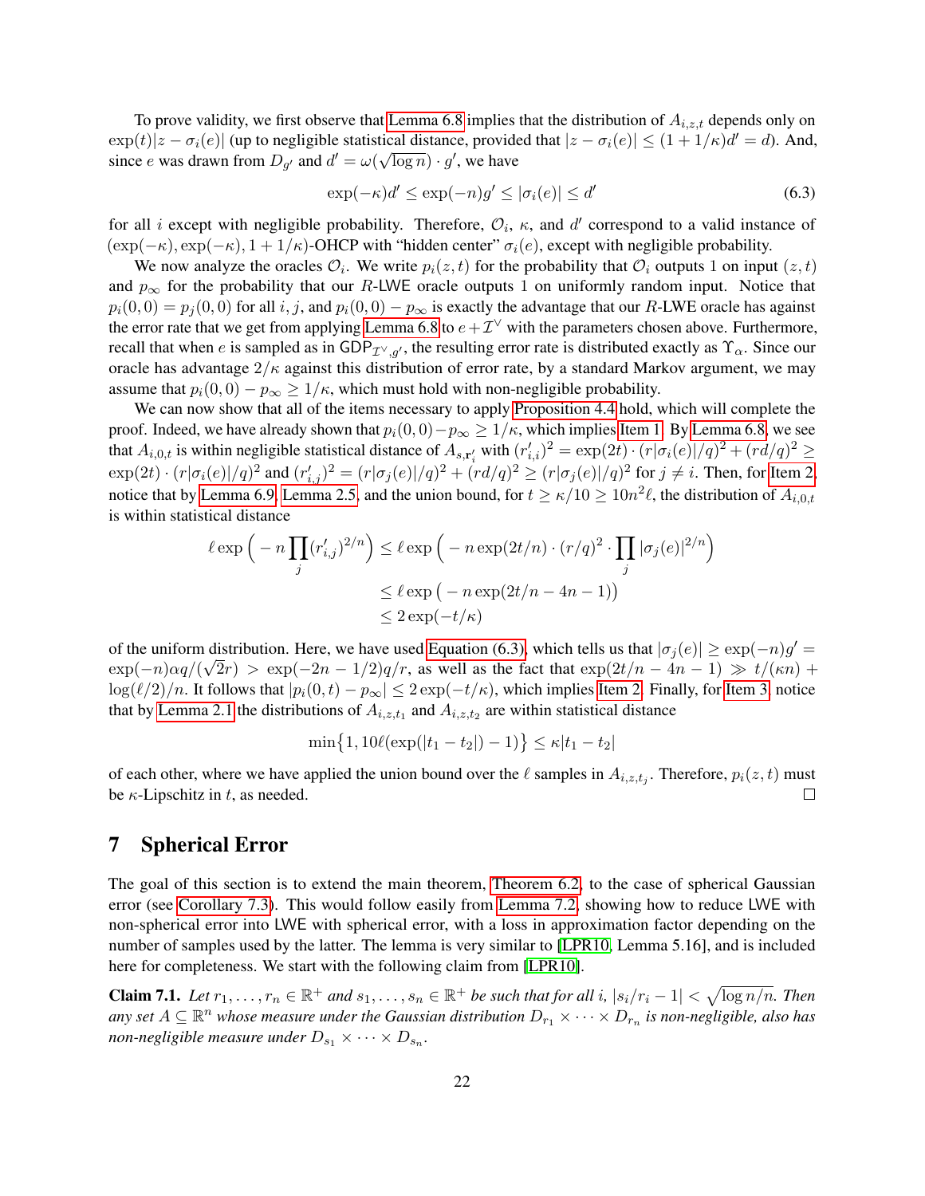To prove validity, we first observe that Lemma 6.8 implies that the distribution of $A_{i,z,t}$ depends only on $\exp(t)|z - \sigma_i(e)|$ (up to negligible statistical distance, provided that $|z - \sigma_i(e)| \le (1 + 1/\kappa)d' = d$). And, since $e$ was drawn from $D_{g'}$ and $d' = \omega(\sqrt{\log n}) \cdot g'$, we have

$$\exp(-\kappa)d' \le \exp(-n)g' \le |\sigma_i(e)| \le d' \tag{6.3}$$

for all $i$ except with negligible probability. Therefore, $\mathcal{O}_i$, $\kappa$, and $d'$ correspond to a valid instance of $(\exp(-\kappa), \exp(-\kappa), 1 + 1/\kappa)$-OHCP with "hidden center" $\sigma_i(e)$, except with negligible probability.

We now analyze the oracles $\mathcal{O}_i$. We write $p_i(z,t)$ for the probability that $\mathcal{O}_i$ outputs 1 on input $(z,t)$ and $p_\infty$ for the probability that our $R$-LWE oracle outputs 1 on uniformly random input. Notice that $p_i(0,0) = p_j(0,0)$ for all $i, j$, and $p_i(0,0) - p_\infty$ is exactly the advantage that our $R$-LWE oracle has against the error rate that we get from applying Lemma 6.8 to $e + \mathcal{I}^\vee$ with the parameters chosen above. Furthermore, recall that when $e$ is sampled as in $\mathsf{GDP}_{\mathcal{I}^\vee, g'}$, the resulting error rate is distributed exactly as $\Upsilon_\alpha$. Since our oracle has advantage $2/\kappa$ against this distribution of error rate, by a standard Markov argument, we may assume that $p_i(0,0) - p_\infty \ge 1/\kappa$, which must hold with non-negligible probability.

We can now show that all of the items necessary to apply Proposition 4.4 hold, which will complete the proof. Indeed, we have already shown that $p_i(0,0) - p_\infty \ge 1/\kappa$, which implies Item 1. By Lemma 6.8, we see that $A_{i,0,t}$ is within negligible statistical distance of $A_{s,\mathbf{r}'_i}$ with $(r'_{i,i})^2 = \exp(2t) \cdot (r|\sigma_i(e)|/q)^2 + (rd/q)^2 \ge \exp(2t) \cdot (r|\sigma_i(e)|/q)^2$ and $(r'_{i,j})^2 = (r|\sigma_j(e)|/q)^2 + (rd/q)^2 \ge (r|\sigma_j(e)|/q)^2$ for $j \ne i$. Then, for Item 2, notice that by Lemma 6.9, Lemma 2.5, and the union bound, for $t \ge \kappa/10 \ge 10n^2\ell$, the distribution of $A_{i,0,t}$ is within statistical distance

$$\begin{aligned}
\ell \exp\Big( -n \prod_j (r'_{i,j})^{2/n} \Big) &\le \ell \exp\Big( -n \exp(2t/n) \cdot (r/q)^2 \cdot \prod_j |\sigma_j(e)|^{2/n} \Big) \\
&\le \ell \exp\big( -n \exp(2t/n - 4n - 1) \big) \\
&\le 2\exp(-t/\kappa)
\end{aligned}$$

of the uniform distribution. Here, we have used Equation (6.3), which tells us that $|\sigma_j(e)| \ge \exp(-n)g' = \exp(-n)\alpha q/(\sqrt{2}r) > \exp(-2n - 1/2)q/r$, as well as the fact that $\exp(2t/n - 4n - 1) \gg t/(\kappa n) + \log(\ell/2)/n$. It follows that $|p_i(0,t) - p_\infty| \le 2\exp(-t/\kappa)$, which implies Item 2. Finally, for Item 3, notice that by Lemma 2.1 the distributions of $A_{i,z,t_1}$ and $A_{i,z,t_2}$ are within statistical distance

$$\min\{1, 10\ell(\exp(|t_1 - t_2|) - 1)\} \le \kappa|t_1 - t_2|$$

of each other, where we have applied the union bound over the $\ell$ samples in $A_{i,z,t_j}$. Therefore, $p_i(z,t)$ must be $\kappa$-Lipschitz in $t$, as needed. □

# 7 Spherical Error

The goal of this section is to extend the main theorem, Theorem 6.2, to the case of spherical Gaussian error (see Corollary 7.3). This would follow easily from Lemma 7.2, showing how to reduce LWE with non-spherical error into LWE with spherical error, with a loss in approximation factor depending on the number of samples used by the latter. The lemma is very similar to [LPR10, Lemma 5.16], and is included here for completeness. We start with the following claim from [LPR10].

**Claim 7.1.** *Let $r_1, \ldots, r_n \in \mathbb{R}^+$ and $s_1, \ldots, s_n \in \mathbb{R}^+$ be such that for all $i$, $|s_i/r_i - 1| < \sqrt{\log n/n}$. Then any set $A \subseteq \mathbb{R}^n$ whose measure under the Gaussian distribution $D_{r_1} \times \cdots \times D_{r_n}$ is non-negligible, also has non-negligible measure under $D_{s_1} \times \cdots \times D_{s_n}$.*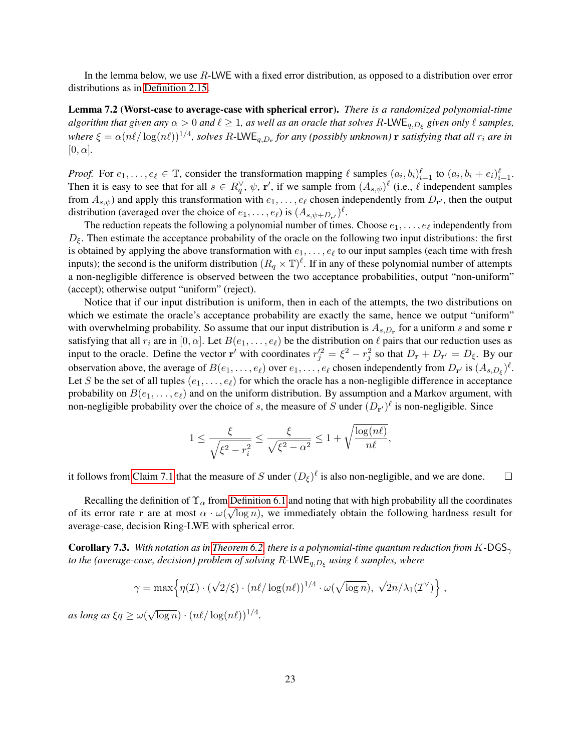In the lemma below, we use $R$-LWE with a fixed error distribution, as opposed to a distribution over error distributions as in Definition 2.15.

**Lemma 7.2 (Worst-case to average-case with spherical error).** *There is a randomized polynomial-time algorithm that given any $\alpha > 0$ and $\ell \geq 1$, as well as an oracle that solves $R$-$\mathsf{LWE}_{q,D_\xi}$ given only $\ell$ samples, where $\xi = \alpha(n\ell/\log(n\ell))^{1/4}$, solves $R$-$\mathsf{LWE}_{q,D_\mathbf{r}}$ for any (possibly unknown) $\mathbf{r}$ satisfying that all $r_i$ are in $[0, \alpha]$.*

*Proof.* For $e_1, \ldots, e_\ell \in \mathbb{T}$, consider the transformation mapping $\ell$ samples $(a_i, b_i)_{i=1}^{\ell}$ to $(a_i, b_i + e_i)_{i=1}^{\ell}$. Then it is easy to see that for all $s \in R_q^\vee$, $\psi$, $\mathbf{r}'$, if we sample from $(A_{s,\psi})^\ell$ (i.e., $\ell$ independent samples from $A_{s,\psi}$) and apply this transformation with $e_1, \ldots, e_\ell$ chosen independently from $D_{\mathbf{r}'}$, then the output distribution (averaged over the choice of $e_1, \ldots, e_\ell$) is $(A_{s,\psi+D_{\mathbf{r}'}})^\ell$.

The reduction repeats the following a polynomial number of times. Choose $e_1, \ldots, e_\ell$ independently from $D_\xi$. Then estimate the acceptance probability of the oracle on the following two input distributions: the first is obtained by applying the above transformation with $e_1, \ldots, e_\ell$ to our input samples (each time with fresh inputs); the second is the uniform distribution $(R_q \times \mathbb{T})^\ell$. If in any of these polynomial number of attempts a non-negligible difference is observed between the two acceptance probabilities, output "non-uniform" (accept); otherwise output "uniform" (reject).

Notice that if our input distribution is uniform, then in each of the attempts, the two distributions on which we estimate the oracle's acceptance probability are exactly the same, hence we output "uniform" with overwhelming probability. So assume that our input distribution is $A_{s,D_\mathbf{r}}$ for a uniform $s$ and some $\mathbf{r}$ satisfying that all $r_i$ are in $[0, \alpha]$. Let $B(e_1, \ldots, e_\ell)$ be the distribution on $\ell$ pairs that our reduction uses as input to the oracle. Define the vector $\mathbf{r}'$ with coordinates $r_j'^2 = \xi^2 - r_j^2$ so that $D_\mathbf{r} + D_{\mathbf{r}'} = D_\xi$. By our observation above, the average of $B(e_1, \ldots, e_\ell)$ over $e_1, \ldots, e_\ell$ chosen independently from $D_{\mathbf{r}'}$ is $(A_{s,D_\xi})^\ell$. Let $S$ be the set of all tuples $(e_1, \ldots, e_\ell)$ for which the oracle has a non-negligible difference in acceptance probability on $B(e_1, \ldots, e_\ell)$ and on the uniform distribution. By assumption and a Markov argument, with non-negligible probability over the choice of $s$, the measure of $S$ under $(D_{\mathbf{r}'})^\ell$ is non-negligible. Since

$$1 \leq \frac{\xi}{\sqrt{\xi^2 - r_i^2}} \leq \frac{\xi}{\sqrt{\xi^2 - \alpha^2}} \leq 1 + \sqrt{\frac{\log(n\ell)}{n\ell}},$$

it follows from Claim 7.1 that the measure of $S$ under $(D_\xi)^\ell$ is also non-negligible, and we are done. $\square$

Recalling the definition of $\Upsilon_\alpha$ from Definition 6.1 and noting that with high probability all the coordinates of its error rate $\mathbf{r}$ are at most $\alpha \cdot \omega(\sqrt{\log n})$, we immediately obtain the following hardness result for average-case, decision Ring-LWE with spherical error.

**Corollary 7.3.** *With notation as in Theorem 6.2, there is a polynomial-time quantum reduction from $K$-$\mathsf{DGS}_\gamma$ to the (average-case, decision) problem of solving $R$-$\mathsf{LWE}_{q,D_\xi}$ using $\ell$ samples, where*

$$\gamma = \max\Big\{\eta(\mathcal{I}) \cdot (\sqrt{2}/\xi) \cdot (n\ell/\log(n\ell))^{1/4} \cdot \omega(\sqrt{\log n}),\ \sqrt{2n}/\lambda_1(\mathcal{I}^\vee)\Big\}\,,$$

*as long as $\xi q \geq \omega(\sqrt{\log n}) \cdot (n\ell/\log(n\ell))^{1/4}$.*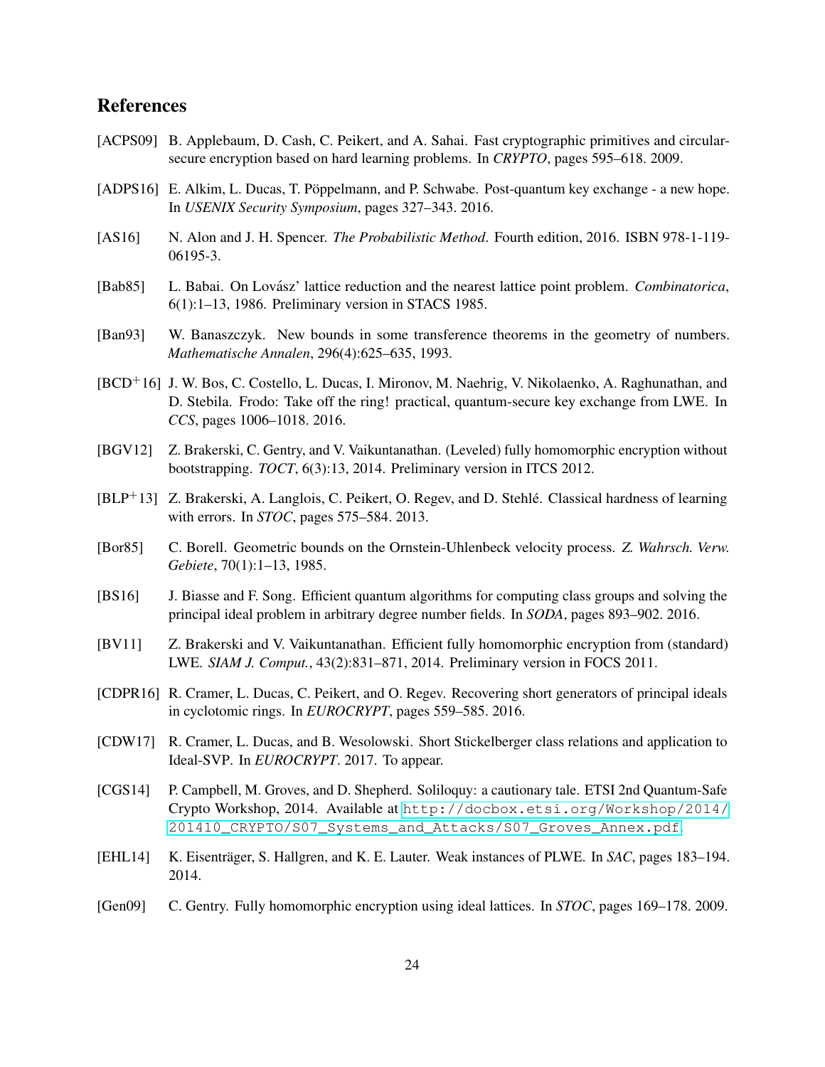## References

[ACPS09] B. Applebaum, D. Cash, C. Peikert, and A. Sahai. Fast cryptographic primitives and circular-secure encryption based on hard learning problems. In *CRYPTO*, pages 595–618. 2009.

[ADPS16] E. Alkim, L. Ducas, T. Pöppelmann, and P. Schwabe. Post-quantum key exchange - a new hope. In *USENIX Security Symposium*, pages 327–343. 2016.

[AS16] N. Alon and J. H. Spencer. *The Probabilistic Method*. Fourth edition, 2016. ISBN 978-1-119-06195-3.

[Bab85] L. Babai. On Lovász' lattice reduction and the nearest lattice point problem. *Combinatorica*, 6(1):1–13, 1986. Preliminary version in STACS 1985.

[Ban93] W. Banaszczyk. New bounds in some transference theorems in the geometry of numbers. *Mathematische Annalen*, 296(4):625–635, 1993.

[BCD+16] J. W. Bos, C. Costello, L. Ducas, I. Mironov, M. Naehrig, V. Nikolaenko, A. Raghunathan, and D. Stebila. Frodo: Take off the ring! practical, quantum-secure key exchange from LWE. In *CCS*, pages 1006–1018. 2016.

[BGV12] Z. Brakerski, C. Gentry, and V. Vaikuntanathan. (Leveled) fully homomorphic encryption without bootstrapping. *TOCT*, 6(3):13, 2014. Preliminary version in ITCS 2012.

[BLP+13] Z. Brakerski, A. Langlois, C. Peikert, O. Regev, and D. Stehlé. Classical hardness of learning with errors. In *STOC*, pages 575–584. 2013.

[Bor85] C. Borell. Geometric bounds on the Ornstein-Uhlenbeck velocity process. *Z. Wahrsch. Verw. Gebiete*, 70(1):1–13, 1985.

[BS16] J. Biasse and F. Song. Efficient quantum algorithms for computing class groups and solving the principal ideal problem in arbitrary degree number fields. In *SODA*, pages 893–902. 2016.

[BV11] Z. Brakerski and V. Vaikuntanathan. Efficient fully homomorphic encryption from (standard) LWE. *SIAM J. Comput.*, 43(2):831–871, 2014. Preliminary version in FOCS 2011.

[CDPR16] R. Cramer, L. Ducas, C. Peikert, and O. Regev. Recovering short generators of principal ideals in cyclotomic rings. In *EUROCRYPT*, pages 559–585. 2016.

[CDW17] R. Cramer, L. Ducas, and B. Wesolowski. Short Stickelberger class relations and application to Ideal-SVP. In *EUROCRYPT*. 2017. To appear.

[CGS14] P. Campbell, M. Groves, and D. Shepherd. Soliloquy: a cautionary tale. ETSI 2nd Quantum-Safe Crypto Workshop, 2014. Available at http://docbox.etsi.org/Workshop/2014/201410_CRYPTO/S07_Systems_and_Attacks/S07_Groves_Annex.pdf.

[EHL14] K. Eisenträger, S. Hallgren, and K. E. Lauter. Weak instances of PLWE. In *SAC*, pages 183–194. 2014.

[Gen09] C. Gentry. Fully homomorphic encryption using ideal lattices. In *STOC*, pages 169–178. 2009.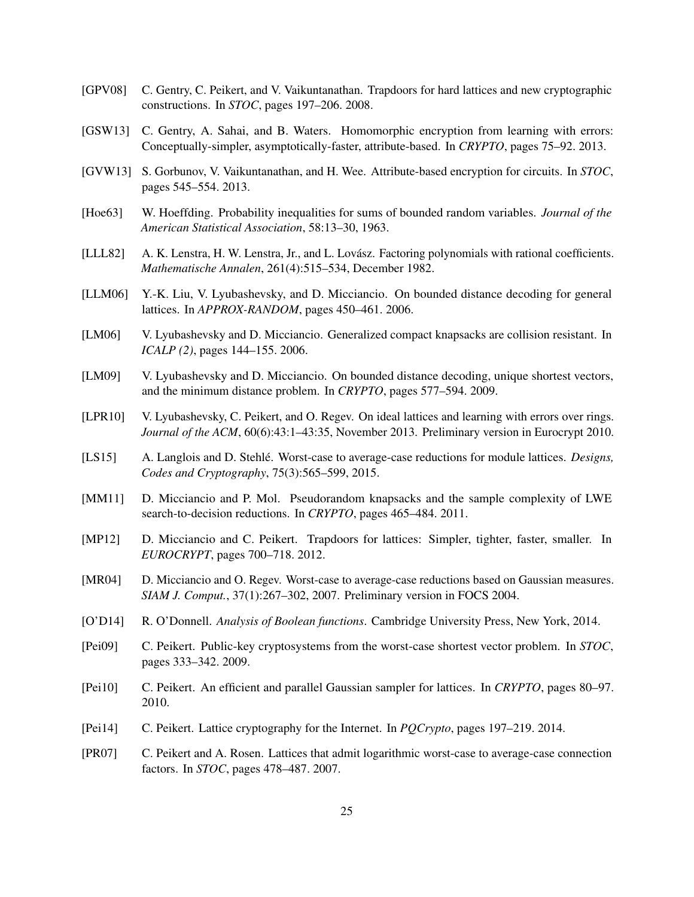[GPV08] C. Gentry, C. Peikert, and V. Vaikuntanathan. Trapdoors for hard lattices and new cryptographic constructions. In *STOC*, pages 197–206. 2008.

[GSW13] C. Gentry, A. Sahai, and B. Waters. Homomorphic encryption from learning with errors: Conceptually-simpler, asymptotically-faster, attribute-based. In *CRYPTO*, pages 75–92. 2013.

[GVW13] S. Gorbunov, V. Vaikuntanathan, and H. Wee. Attribute-based encryption for circuits. In *STOC*, pages 545–554. 2013.

[Hoe63] W. Hoeffding. Probability inequalities for sums of bounded random variables. *Journal of the American Statistical Association*, 58:13–30, 1963.

[LLL82] A. K. Lenstra, H. W. Lenstra, Jr., and L. Lovász. Factoring polynomials with rational coefficients. *Mathematische Annalen*, 261(4):515–534, December 1982.

[LLM06] Y.-K. Liu, V. Lyubashevsky, and D. Micciancio. On bounded distance decoding for general lattices. In *APPROX-RANDOM*, pages 450–461. 2006.

[LM06] V. Lyubashevsky and D. Micciancio. Generalized compact knapsacks are collision resistant. In *ICALP (2)*, pages 144–155. 2006.

[LM09] V. Lyubashevsky and D. Micciancio. On bounded distance decoding, unique shortest vectors, and the minimum distance problem. In *CRYPTO*, pages 577–594. 2009.

[LPR10] V. Lyubashevsky, C. Peikert, and O. Regev. On ideal lattices and learning with errors over rings. *Journal of the ACM*, 60(6):43:1–43:35, November 2013. Preliminary version in Eurocrypt 2010.

[LS15] A. Langlois and D. Stehlé. Worst-case to average-case reductions for module lattices. *Designs, Codes and Cryptography*, 75(3):565–599, 2015.

[MM11] D. Micciancio and P. Mol. Pseudorandom knapsacks and the sample complexity of LWE search-to-decision reductions. In *CRYPTO*, pages 465–484. 2011.

[MP12] D. Micciancio and C. Peikert. Trapdoors for lattices: Simpler, tighter, faster, smaller. In *EUROCRYPT*, pages 700–718. 2012.

[MR04] D. Micciancio and O. Regev. Worst-case to average-case reductions based on Gaussian measures. *SIAM J. Comput.*, 37(1):267–302, 2007. Preliminary version in FOCS 2004.

[O'D14] R. O'Donnell. *Analysis of Boolean functions*. Cambridge University Press, New York, 2014.

[Pei09] C. Peikert. Public-key cryptosystems from the worst-case shortest vector problem. In *STOC*, pages 333–342. 2009.

[Pei10] C. Peikert. An efficient and parallel Gaussian sampler for lattices. In *CRYPTO*, pages 80–97. 2010.

[Pei14] C. Peikert. Lattice cryptography for the Internet. In *PQCrypto*, pages 197–219. 2014.

[PR07] C. Peikert and A. Rosen. Lattices that admit logarithmic worst-case to average-case connection factors. In *STOC*, pages 478–487. 2007.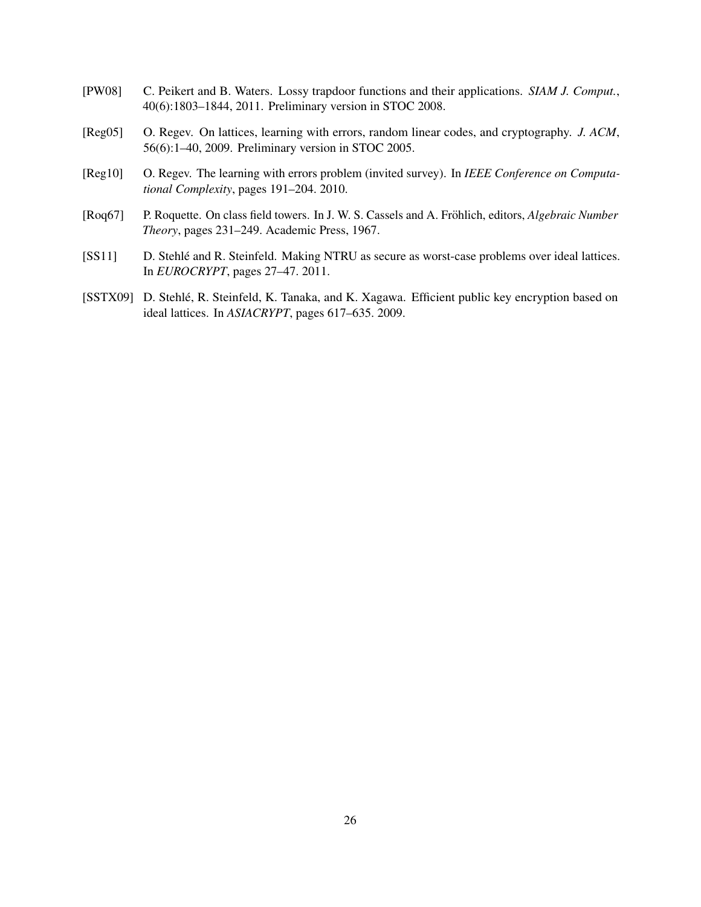[PW08] C. Peikert and B. Waters. Lossy trapdoor functions and their applications. *SIAM J. Comput.*, 40(6):1803–1844, 2011. Preliminary version in STOC 2008.

[Reg05] O. Regev. On lattices, learning with errors, random linear codes, and cryptography. *J. ACM*, 56(6):1–40, 2009. Preliminary version in STOC 2005.

[Reg10] O. Regev. The learning with errors problem (invited survey). In *IEEE Conference on Computational Complexity*, pages 191–204. 2010.

[Roq67] P. Roquette. On class field towers. In J. W. S. Cassels and A. Fröhlich, editors, *Algebraic Number Theory*, pages 231–249. Academic Press, 1967.

[SS11] D. Stehlé and R. Steinfeld. Making NTRU as secure as worst-case problems over ideal lattices. In *EUROCRYPT*, pages 27–47. 2011.

[SSTX09] D. Stehlé, R. Steinfeld, K. Tanaka, and K. Xagawa. Efficient public key encryption based on ideal lattices. In *ASIACRYPT*, pages 617–635. 2009.